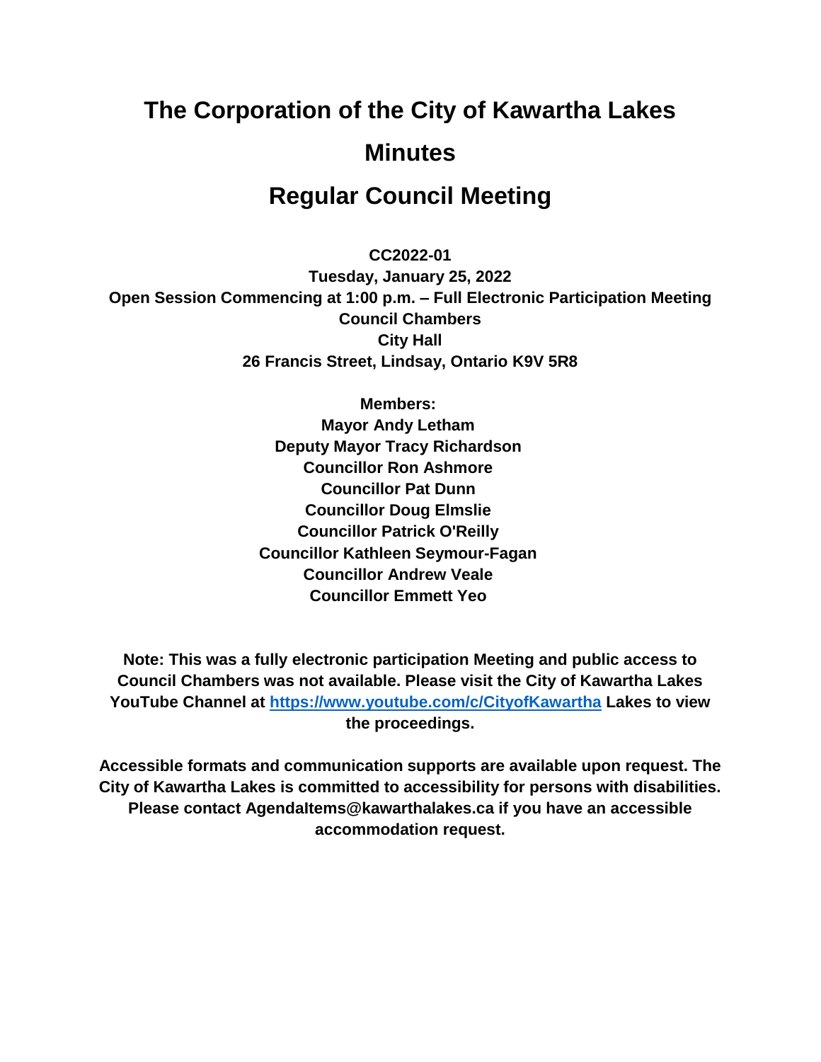# The Corporation of the City of Kawartha Lakes

# Minutes

# Regular Council Meeting

**CC2022-01**
**Tuesday, January 25, 2022**
**Open Session Commencing at 1:00 p.m. – Full Electronic Participation Meeting**
**Council Chambers**
**City Hall**
**26 Francis Street, Lindsay, Ontario K9V 5R8**

**Members:**
**Mayor Andy Letham**
**Deputy Mayor Tracy Richardson**
**Councillor Ron Ashmore**
**Councillor Pat Dunn**
**Councillor Doug Elmslie**
**Councillor Patrick O'Reilly**
**Councillor Kathleen Seymour-Fagan**
**Councillor Andrew Veale**
**Councillor Emmett Yeo**

**Note: This was a fully electronic participation Meeting and public access to Council Chambers was not available. Please visit the City of Kawartha Lakes YouTube Channel at [https://www.youtube.com/c/CityofKawartha](https://www.youtube.com/c/CityofKawartha) Lakes to view the proceedings.**

**Accessible formats and communication supports are available upon request. The City of Kawartha Lakes is committed to accessibility for persons with disabilities. Please contact AgendaItems@kawarthalakes.ca if you have an accessible accommodation request.**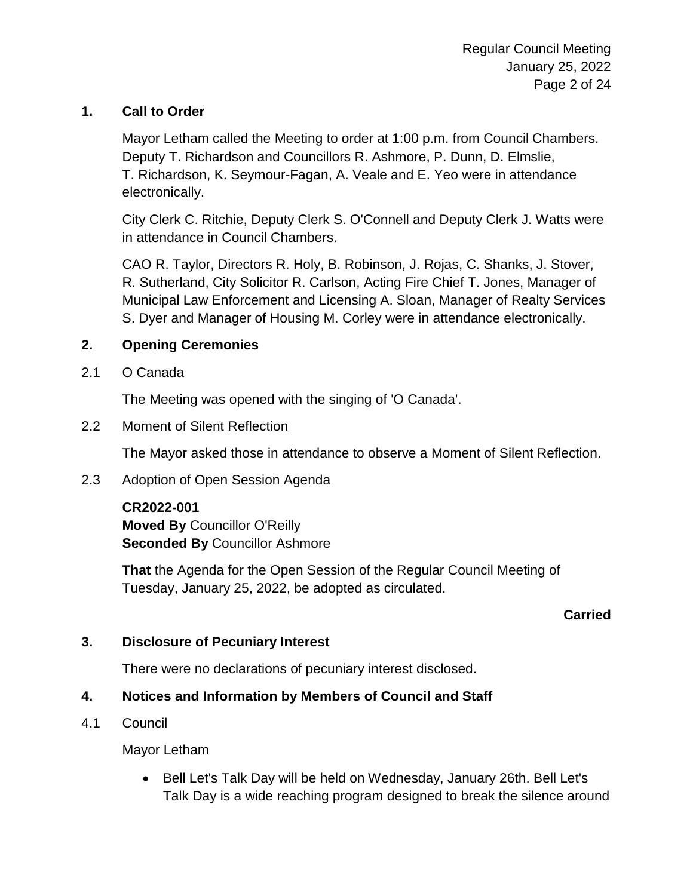## 1. Call to Order

Mayor Letham called the Meeting to order at 1:00 p.m. from Council Chambers. Deputy T. Richardson and Councillors R. Ashmore, P. Dunn, D. Elmslie, T. Richardson, K. Seymour-Fagan, A. Veale and E. Yeo were in attendance electronically.

City Clerk C. Ritchie, Deputy Clerk S. O'Connell and Deputy Clerk J. Watts were in attendance in Council Chambers.

CAO R. Taylor, Directors R. Holy, B. Robinson, J. Rojas, C. Shanks, J. Stover, R. Sutherland, City Solicitor R. Carlson, Acting Fire Chief T. Jones, Manager of Municipal Law Enforcement and Licensing A. Sloan, Manager of Realty Services S. Dyer and Manager of Housing M. Corley were in attendance electronically.

## 2. Opening Ceremonies

### 2.1 O Canada

The Meeting was opened with the singing of 'O Canada'.

### 2.2 Moment of Silent Reflection

The Mayor asked those in attendance to observe a Moment of Silent Reflection.

### 2.3 Adoption of Open Session Agenda

**CR2022-001**
**Moved By** Councillor O'Reilly
**Seconded By** Councillor Ashmore

**That** the Agenda for the Open Session of the Regular Council Meeting of Tuesday, January 25, 2022, be adopted as circulated.

**Carried**

## 3. Disclosure of Pecuniary Interest

There were no declarations of pecuniary interest disclosed.

## 4. Notices and Information by Members of Council and Staff

### 4.1 Council

Mayor Letham

- Bell Let's Talk Day will be held on Wednesday, January 26th. Bell Let's Talk Day is a wide reaching program designed to break the silence around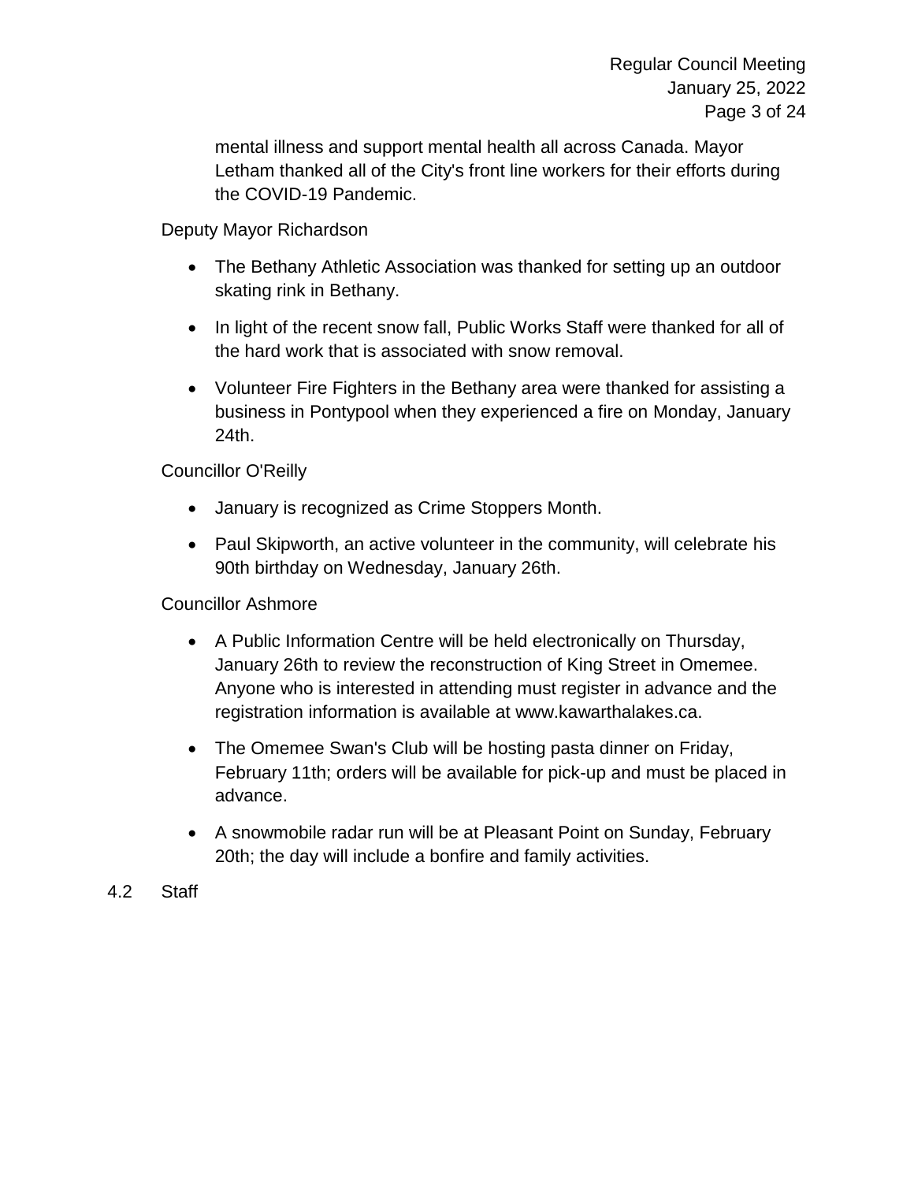mental illness and support mental health all across Canada. Mayor Letham thanked all of the City's front line workers for their efforts during the COVID-19 Pandemic.

Deputy Mayor Richardson

- The Bethany Athletic Association was thanked for setting up an outdoor skating rink in Bethany.
- In light of the recent snow fall, Public Works Staff were thanked for all of the hard work that is associated with snow removal.
- Volunteer Fire Fighters in the Bethany area were thanked for assisting a business in Pontypool when they experienced a fire on Monday, January 24th.

Councillor O'Reilly

- January is recognized as Crime Stoppers Month.
- Paul Skipworth, an active volunteer in the community, will celebrate his 90th birthday on Wednesday, January 26th.

Councillor Ashmore

- A Public Information Centre will be held electronically on Thursday, January 26th to review the reconstruction of King Street in Omemee. Anyone who is interested in attending must register in advance and the registration information is available at www.kawarthalakes.ca.
- The Omemee Swan's Club will be hosting pasta dinner on Friday, February 11th; orders will be available for pick-up and must be placed in advance.
- A snowmobile radar run will be at Pleasant Point on Sunday, February 20th; the day will include a bonfire and family activities.

4.2 Staff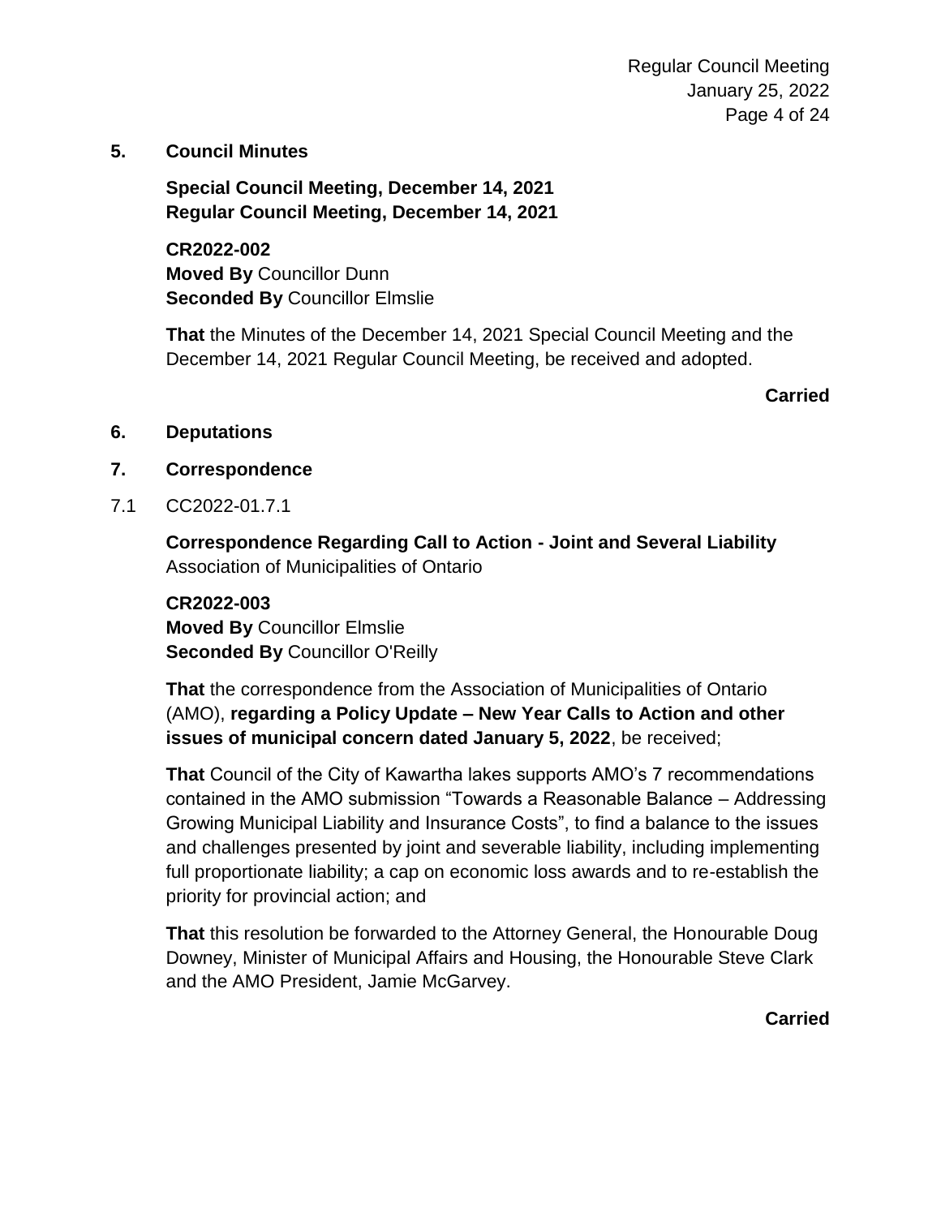## 5. Council Minutes

**Special Council Meeting, December 14, 2021**
**Regular Council Meeting, December 14, 2021**

**CR2022-002**
**Moved By** Councillor Dunn
**Seconded By** Councillor Elmslie

**That** the Minutes of the December 14, 2021 Special Council Meeting and the December 14, 2021 Regular Council Meeting, be received and adopted.

**Carried**

## 6. Deputations

## 7. Correspondence

7.1 CC2022-01.7.1

**Correspondence Regarding Call to Action - Joint and Several Liability**
Association of Municipalities of Ontario

**CR2022-003**
**Moved By** Councillor Elmslie
**Seconded By** Councillor O'Reilly

**That** the correspondence from the Association of Municipalities of Ontario (AMO), **regarding a Policy Update – New Year Calls to Action and other issues of municipal concern dated January 5, 2022**, be received;

**That** Council of the City of Kawartha lakes supports AMO's 7 recommendations contained in the AMO submission "Towards a Reasonable Balance – Addressing Growing Municipal Liability and Insurance Costs", to find a balance to the issues and challenges presented by joint and severable liability, including implementing full proportionate liability; a cap on economic loss awards and to re-establish the priority for provincial action; and

**That** this resolution be forwarded to the Attorney General, the Honourable Doug Downey, Minister of Municipal Affairs and Housing, the Honourable Steve Clark and the AMO President, Jamie McGarvey.

**Carried**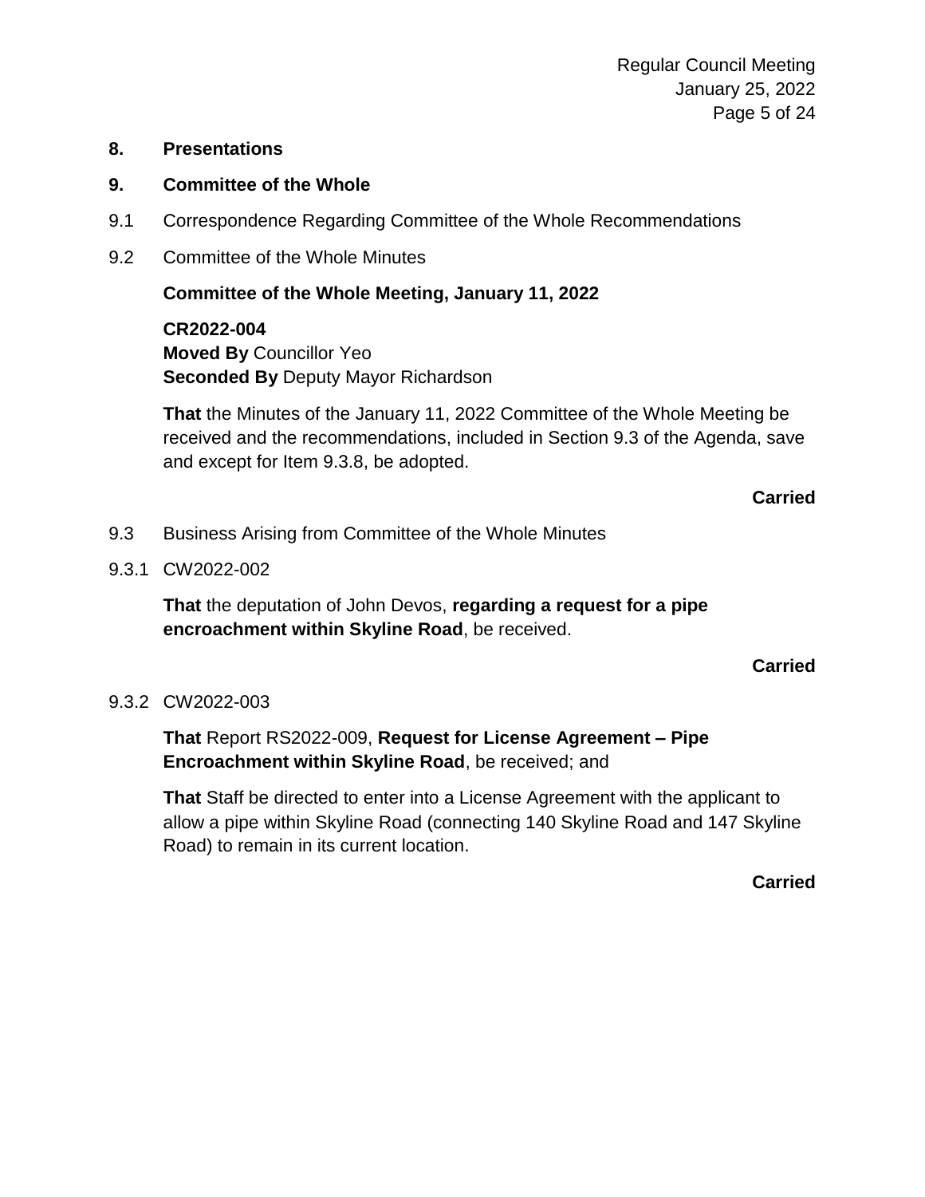## 8. Presentations

## 9. Committee of the Whole

9.1 Correspondence Regarding Committee of the Whole Recommendations

9.2 Committee of the Whole Minutes

**Committee of the Whole Meeting, January 11, 2022**

**CR2022-004**
**Moved By** Councillor Yeo
**Seconded By** Deputy Mayor Richardson

**That** the Minutes of the January 11, 2022 Committee of the Whole Meeting be received and the recommendations, included in Section 9.3 of the Agenda, save and except for Item 9.3.8, be adopted.

**Carried**

9.3 Business Arising from Committee of the Whole Minutes

9.3.1 CW2022-002

**That** the deputation of John Devos, **regarding a request for a pipe encroachment within Skyline Road**, be received.

**Carried**

9.3.2 CW2022-003

**That** Report RS2022-009, **Request for License Agreement – Pipe Encroachment within Skyline Road**, be received; and

**That** Staff be directed to enter into a License Agreement with the applicant to allow a pipe within Skyline Road (connecting 140 Skyline Road and 147 Skyline Road) to remain in its current location.

**Carried**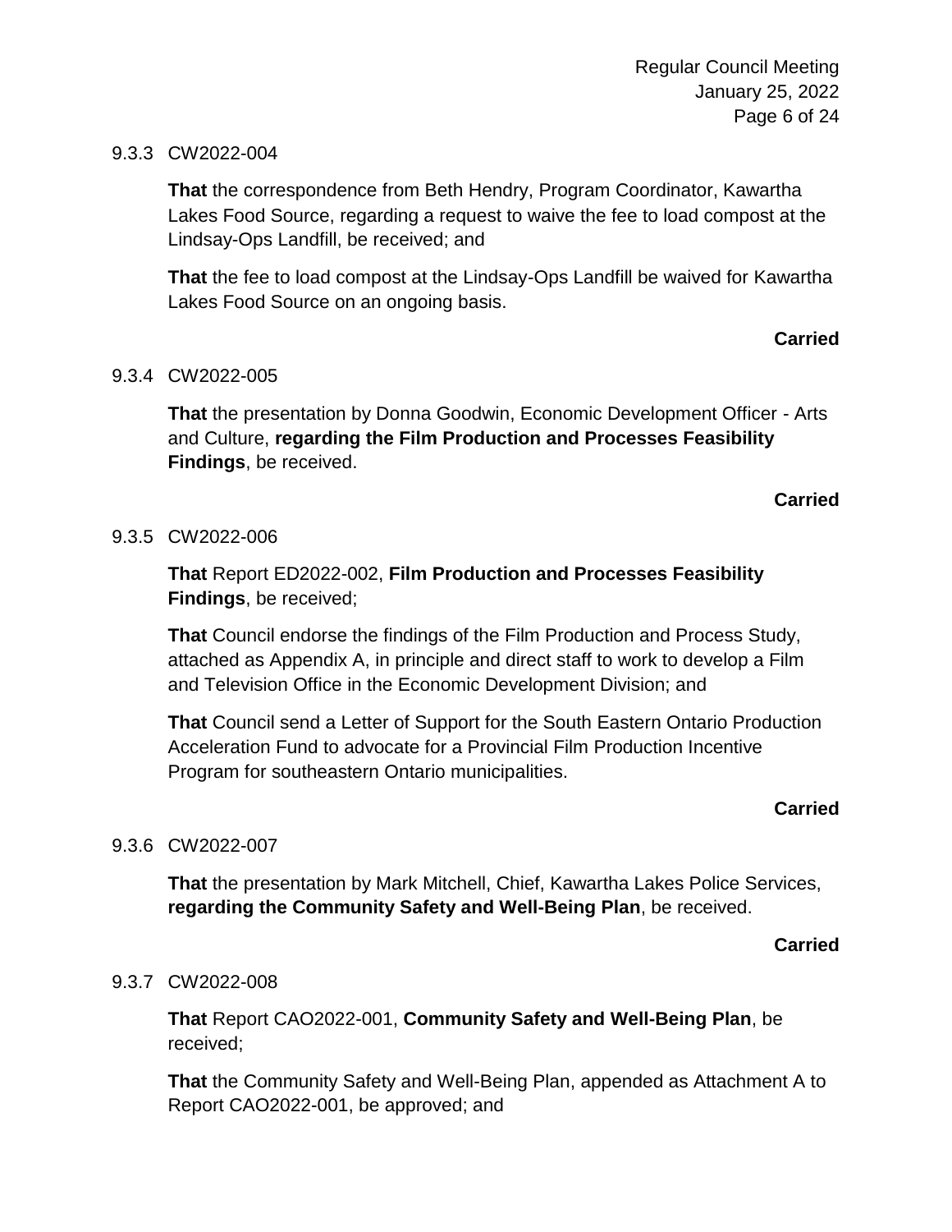9.3.3 CW2022-004

**That** the correspondence from Beth Hendry, Program Coordinator, Kawartha Lakes Food Source, regarding a request to waive the fee to load compost at the Lindsay-Ops Landfill, be received; and

**That** the fee to load compost at the Lindsay-Ops Landfill be waived for Kawartha Lakes Food Source on an ongoing basis.

**Carried**

9.3.4 CW2022-005

**That** the presentation by Donna Goodwin, Economic Development Officer - Arts and Culture, **regarding the Film Production and Processes Feasibility Findings**, be received.

**Carried**

9.3.5 CW2022-006

**That** Report ED2022-002, **Film Production and Processes Feasibility Findings**, be received;

**That** Council endorse the findings of the Film Production and Process Study, attached as Appendix A, in principle and direct staff to work to develop a Film and Television Office in the Economic Development Division; and

**That** Council send a Letter of Support for the South Eastern Ontario Production Acceleration Fund to advocate for a Provincial Film Production Incentive Program for southeastern Ontario municipalities.

**Carried**

9.3.6 CW2022-007

**That** the presentation by Mark Mitchell, Chief, Kawartha Lakes Police Services, **regarding the Community Safety and Well-Being Plan**, be received.

**Carried**

9.3.7 CW2022-008

**That** Report CAO2022-001, **Community Safety and Well-Being Plan**, be received;

**That** the Community Safety and Well-Being Plan, appended as Attachment A to Report CAO2022-001, be approved; and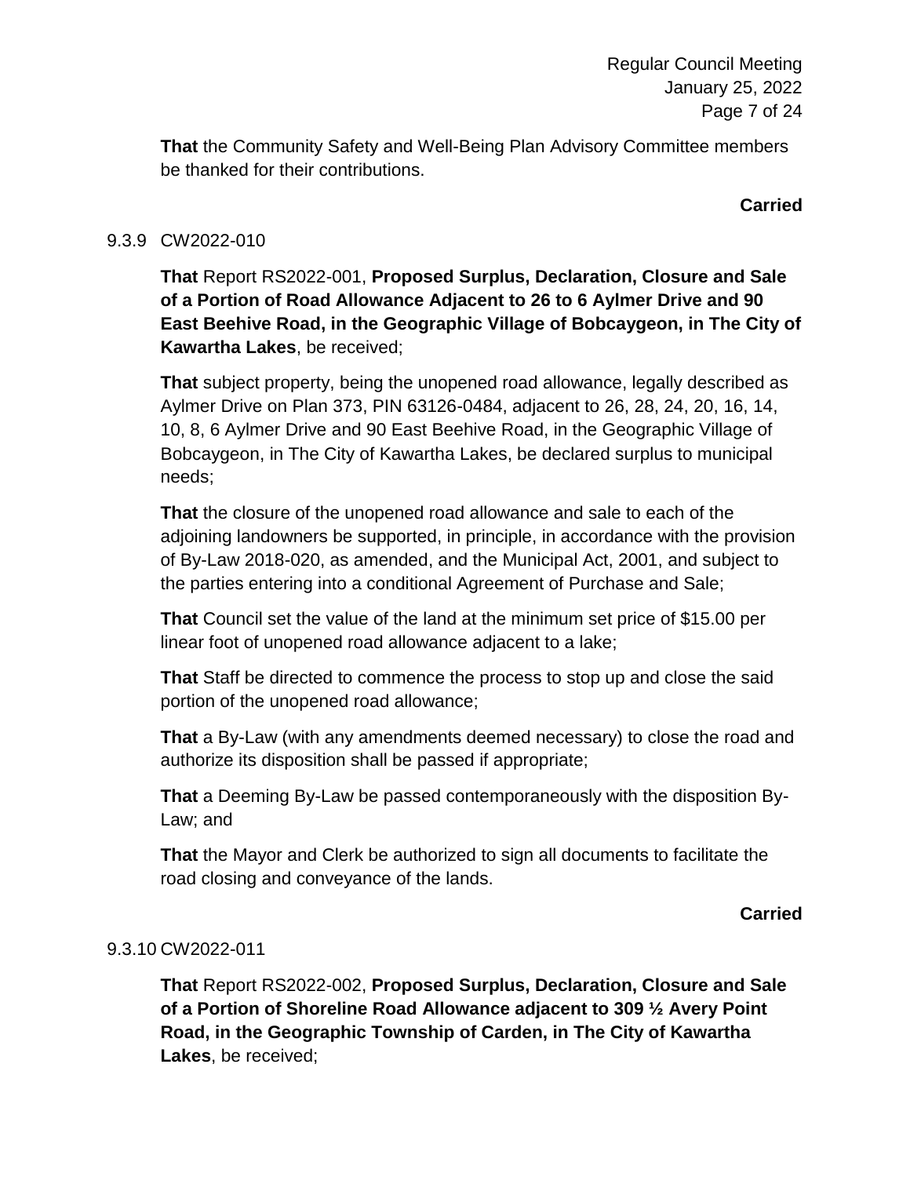**That** the Community Safety and Well-Being Plan Advisory Committee members be thanked for their contributions.

**Carried**

9.3.9 CW2022-010

**That** Report RS2022-001, **Proposed Surplus, Declaration, Closure and Sale of a Portion of Road Allowance Adjacent to 26 to 6 Aylmer Drive and 90 East Beehive Road, in the Geographic Village of Bobcaygeon, in The City of Kawartha Lakes**, be received;

**That** subject property, being the unopened road allowance, legally described as Aylmer Drive on Plan 373, PIN 63126-0484, adjacent to 26, 28, 24, 20, 16, 14, 10, 8, 6 Aylmer Drive and 90 East Beehive Road, in the Geographic Village of Bobcaygeon, in The City of Kawartha Lakes, be declared surplus to municipal needs;

**That** the closure of the unopened road allowance and sale to each of the adjoining landowners be supported, in principle, in accordance with the provision of By-Law 2018-020, as amended, and the Municipal Act, 2001, and subject to the parties entering into a conditional Agreement of Purchase and Sale;

**That** Council set the value of the land at the minimum set price of $15.00 per linear foot of unopened road allowance adjacent to a lake;

**That** Staff be directed to commence the process to stop up and close the said portion of the unopened road allowance;

**That** a By-Law (with any amendments deemed necessary) to close the road and authorize its disposition shall be passed if appropriate;

**That** a Deeming By-Law be passed contemporaneously with the disposition By-Law; and

**That** the Mayor and Clerk be authorized to sign all documents to facilitate the road closing and conveyance of the lands.

**Carried**

9.3.10 CW2022-011

**That** Report RS2022-002, **Proposed Surplus, Declaration, Closure and Sale of a Portion of Shoreline Road Allowance adjacent to 309 ½ Avery Point Road, in the Geographic Township of Carden, in The City of Kawartha Lakes**, be received;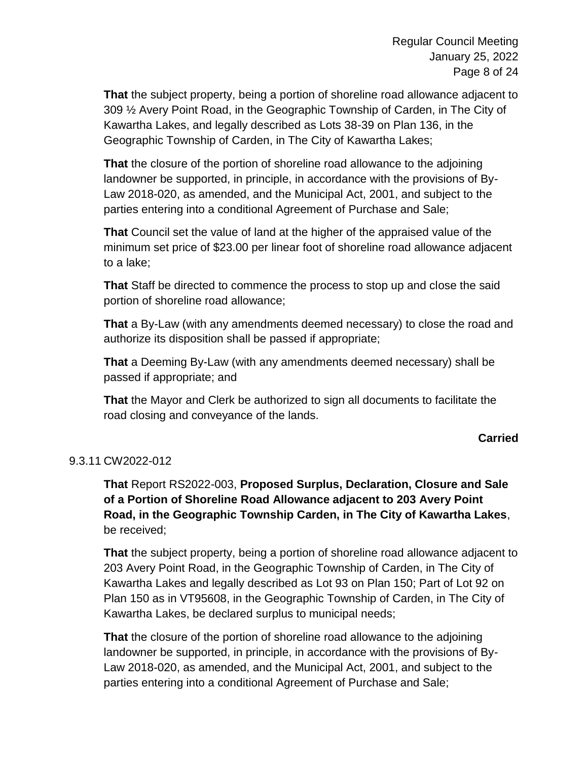**That** the subject property, being a portion of shoreline road allowance adjacent to 309 ½ Avery Point Road, in the Geographic Township of Carden, in The City of Kawartha Lakes, and legally described as Lots 38-39 on Plan 136, in the Geographic Township of Carden, in The City of Kawartha Lakes;

**That** the closure of the portion of shoreline road allowance to the adjoining landowner be supported, in principle, in accordance with the provisions of By-Law 2018-020, as amended, and the Municipal Act, 2001, and subject to the parties entering into a conditional Agreement of Purchase and Sale;

**That** Council set the value of land at the higher of the appraised value of the minimum set price of $23.00 per linear foot of shoreline road allowance adjacent to a lake;

**That** Staff be directed to commence the process to stop up and close the said portion of shoreline road allowance;

**That** a By-Law (with any amendments deemed necessary) to close the road and authorize its disposition shall be passed if appropriate;

**That** a Deeming By-Law (with any amendments deemed necessary) shall be passed if appropriate; and

**That** the Mayor and Clerk be authorized to sign all documents to facilitate the road closing and conveyance of the lands.

**Carried**

9.3.11 CW2022-012

**That** Report RS2022-003, **Proposed Surplus, Declaration, Closure and Sale of a Portion of Shoreline Road Allowance adjacent to 203 Avery Point Road, in the Geographic Township Carden, in The City of Kawartha Lakes**, be received;

**That** the subject property, being a portion of shoreline road allowance adjacent to 203 Avery Point Road, in the Geographic Township of Carden, in The City of Kawartha Lakes and legally described as Lot 93 on Plan 150; Part of Lot 92 on Plan 150 as in VT95608, in the Geographic Township of Carden, in The City of Kawartha Lakes, be declared surplus to municipal needs;

**That** the closure of the portion of shoreline road allowance to the adjoining landowner be supported, in principle, in accordance with the provisions of By-Law 2018-020, as amended, and the Municipal Act, 2001, and subject to the parties entering into a conditional Agreement of Purchase and Sale;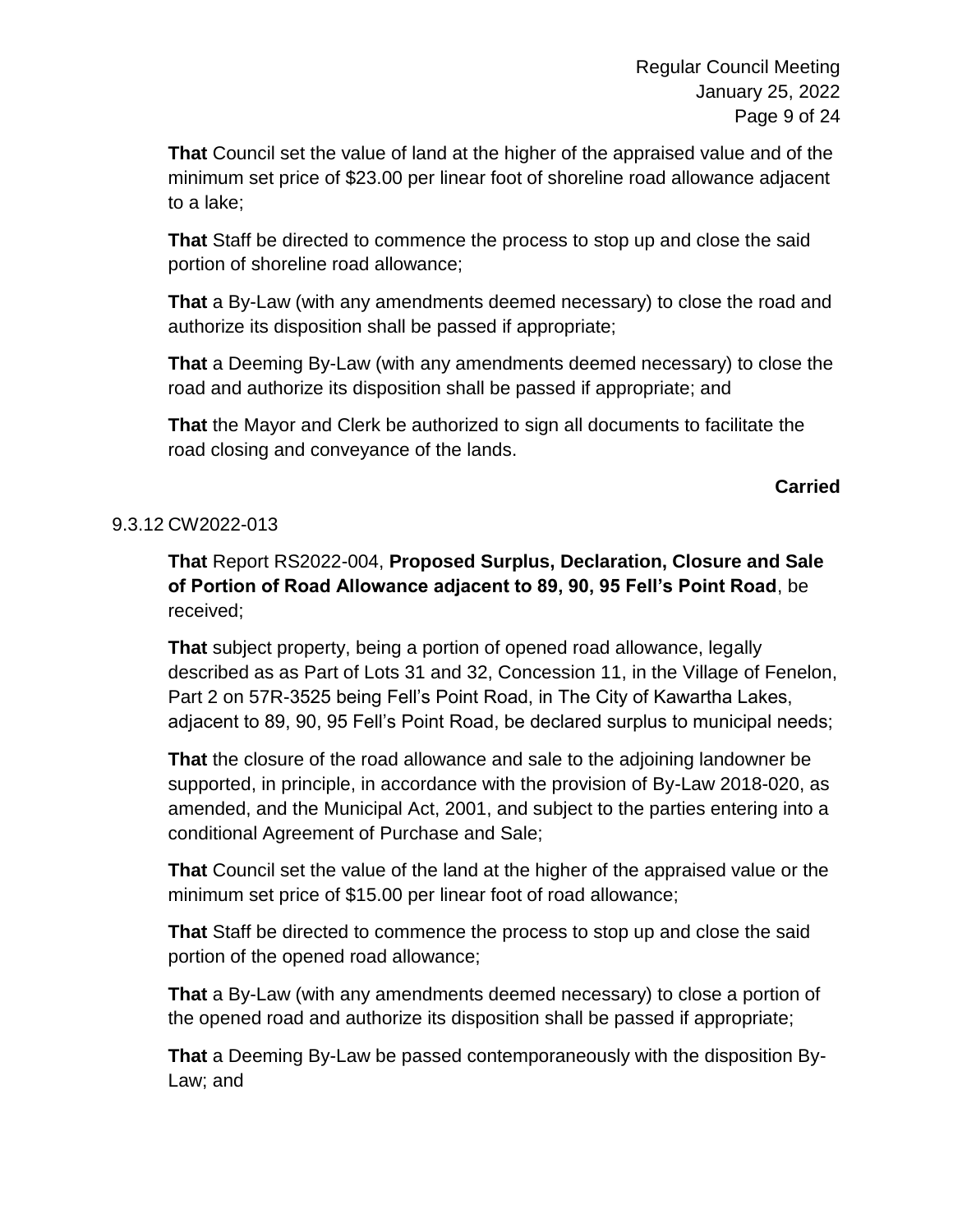**That** Council set the value of land at the higher of the appraised value and of the minimum set price of $23.00 per linear foot of shoreline road allowance adjacent to a lake;

**That** Staff be directed to commence the process to stop up and close the said portion of shoreline road allowance;

**That** a By-Law (with any amendments deemed necessary) to close the road and authorize its disposition shall be passed if appropriate;

**That** a Deeming By-Law (with any amendments deemed necessary) to close the road and authorize its disposition shall be passed if appropriate; and

**That** the Mayor and Clerk be authorized to sign all documents to facilitate the road closing and conveyance of the lands.

**Carried**

9.3.12 CW2022-013

**That** Report RS2022-004, **Proposed Surplus, Declaration, Closure and Sale of Portion of Road Allowance adjacent to 89, 90, 95 Fell's Point Road**, be received;

**That** subject property, being a portion of opened road allowance, legally described as as Part of Lots 31 and 32, Concession 11, in the Village of Fenelon, Part 2 on 57R-3525 being Fell's Point Road, in The City of Kawartha Lakes, adjacent to 89, 90, 95 Fell's Point Road, be declared surplus to municipal needs;

**That** the closure of the road allowance and sale to the adjoining landowner be supported, in principle, in accordance with the provision of By-Law 2018-020, as amended, and the Municipal Act, 2001, and subject to the parties entering into a conditional Agreement of Purchase and Sale;

**That** Council set the value of the land at the higher of the appraised value or the minimum set price of $15.00 per linear foot of road allowance;

**That** Staff be directed to commence the process to stop up and close the said portion of the opened road allowance;

**That** a By-Law (with any amendments deemed necessary) to close a portion of the opened road and authorize its disposition shall be passed if appropriate;

**That** a Deeming By-Law be passed contemporaneously with the disposition By-Law; and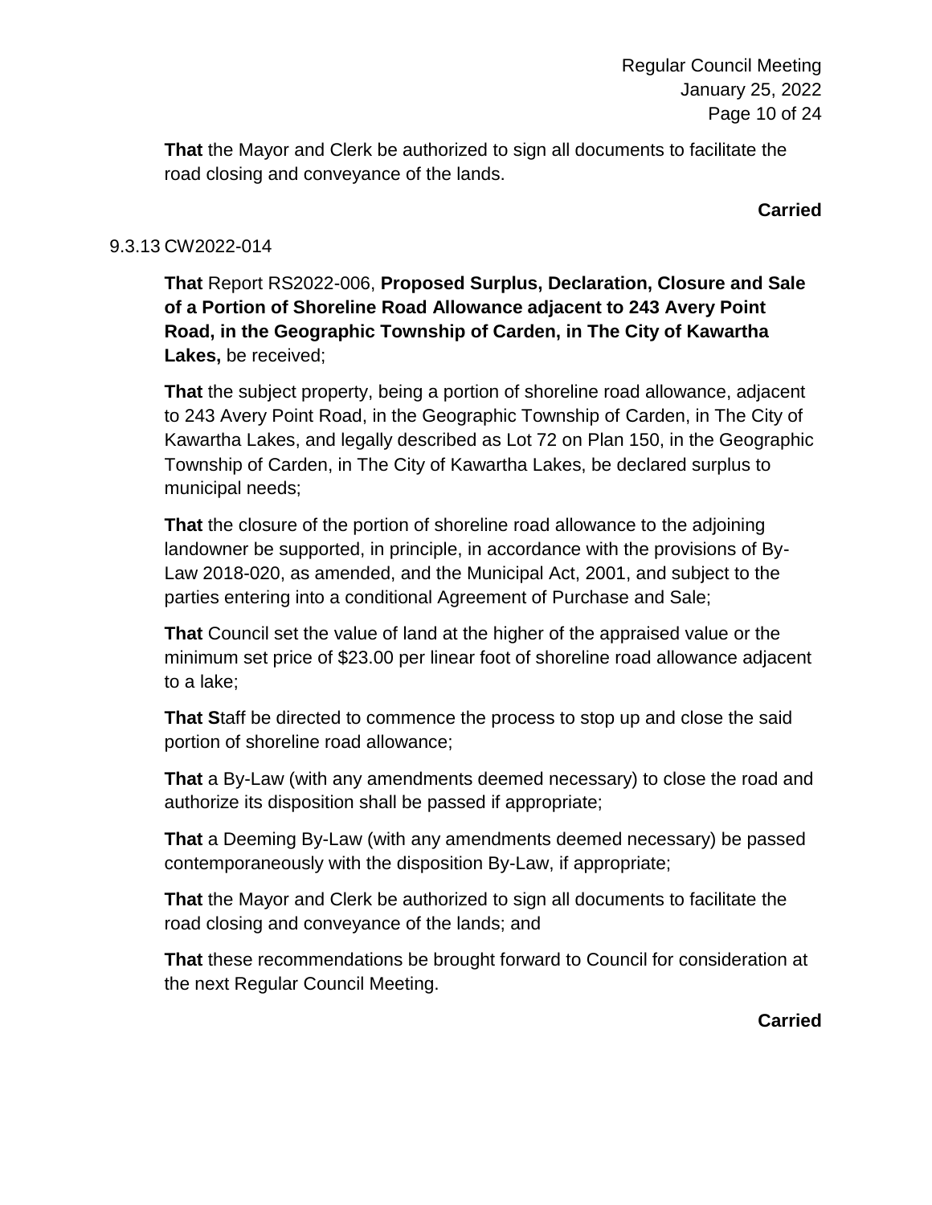**That** the Mayor and Clerk be authorized to sign all documents to facilitate the road closing and conveyance of the lands.

**Carried**

9.3.13 CW2022-014

**That** Report RS2022-006, **Proposed Surplus, Declaration, Closure and Sale of a Portion of Shoreline Road Allowance adjacent to 243 Avery Point Road, in the Geographic Township of Carden, in The City of Kawartha Lakes,** be received;

**That** the subject property, being a portion of shoreline road allowance, adjacent to 243 Avery Point Road, in the Geographic Township of Carden, in The City of Kawartha Lakes, and legally described as Lot 72 on Plan 150, in the Geographic Township of Carden, in The City of Kawartha Lakes, be declared surplus to municipal needs;

**That** the closure of the portion of shoreline road allowance to the adjoining landowner be supported, in principle, in accordance with the provisions of By-Law 2018-020, as amended, and the Municipal Act, 2001, and subject to the parties entering into a conditional Agreement of Purchase and Sale;

**That** Council set the value of land at the higher of the appraised value or the minimum set price of $23.00 per linear foot of shoreline road allowance adjacent to a lake;

**That S**taff be directed to commence the process to stop up and close the said portion of shoreline road allowance;

**That** a By-Law (with any amendments deemed necessary) to close the road and authorize its disposition shall be passed if appropriate;

**That** a Deeming By-Law (with any amendments deemed necessary) be passed contemporaneously with the disposition By-Law, if appropriate;

**That** the Mayor and Clerk be authorized to sign all documents to facilitate the road closing and conveyance of the lands; and

**That** these recommendations be brought forward to Council for consideration at the next Regular Council Meeting.

**Carried**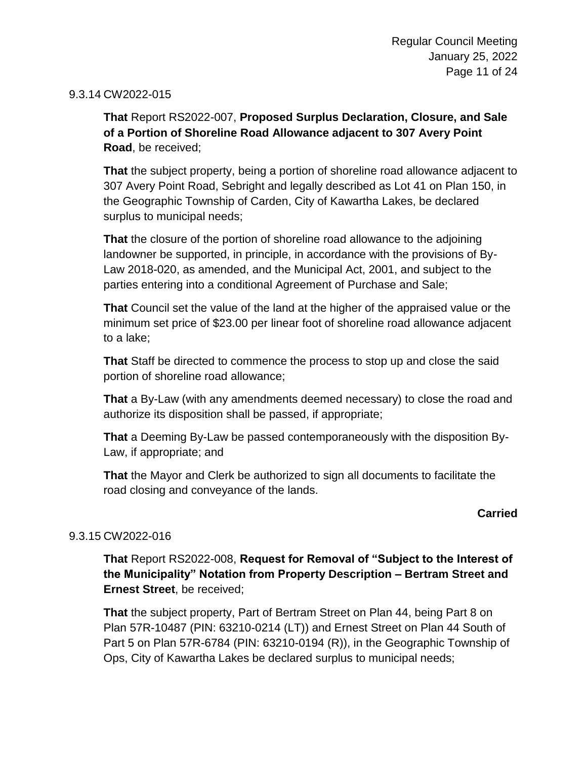9.3.14 CW2022-015

**That** Report RS2022-007, **Proposed Surplus Declaration, Closure, and Sale of a Portion of Shoreline Road Allowance adjacent to 307 Avery Point Road**, be received;

**That** the subject property, being a portion of shoreline road allowance adjacent to 307 Avery Point Road, Sebright and legally described as Lot 41 on Plan 150, in the Geographic Township of Carden, City of Kawartha Lakes, be declared surplus to municipal needs;

**That** the closure of the portion of shoreline road allowance to the adjoining landowner be supported, in principle, in accordance with the provisions of By-Law 2018-020, as amended, and the Municipal Act, 2001, and subject to the parties entering into a conditional Agreement of Purchase and Sale;

**That** Council set the value of the land at the higher of the appraised value or the minimum set price of $23.00 per linear foot of shoreline road allowance adjacent to a lake;

**That** Staff be directed to commence the process to stop up and close the said portion of shoreline road allowance;

**That** a By-Law (with any amendments deemed necessary) to close the road and authorize its disposition shall be passed, if appropriate;

**That** a Deeming By-Law be passed contemporaneously with the disposition By-Law, if appropriate; and

**That** the Mayor and Clerk be authorized to sign all documents to facilitate the road closing and conveyance of the lands.

**Carried**

9.3.15 CW2022-016

**That** Report RS2022-008, **Request for Removal of "Subject to the Interest of the Municipality" Notation from Property Description – Bertram Street and Ernest Street**, be received;

**That** the subject property, Part of Bertram Street on Plan 44, being Part 8 on Plan 57R-10487 (PIN: 63210-0214 (LT)) and Ernest Street on Plan 44 South of Part 5 on Plan 57R-6784 (PIN: 63210-0194 (R)), in the Geographic Township of Ops, City of Kawartha Lakes be declared surplus to municipal needs;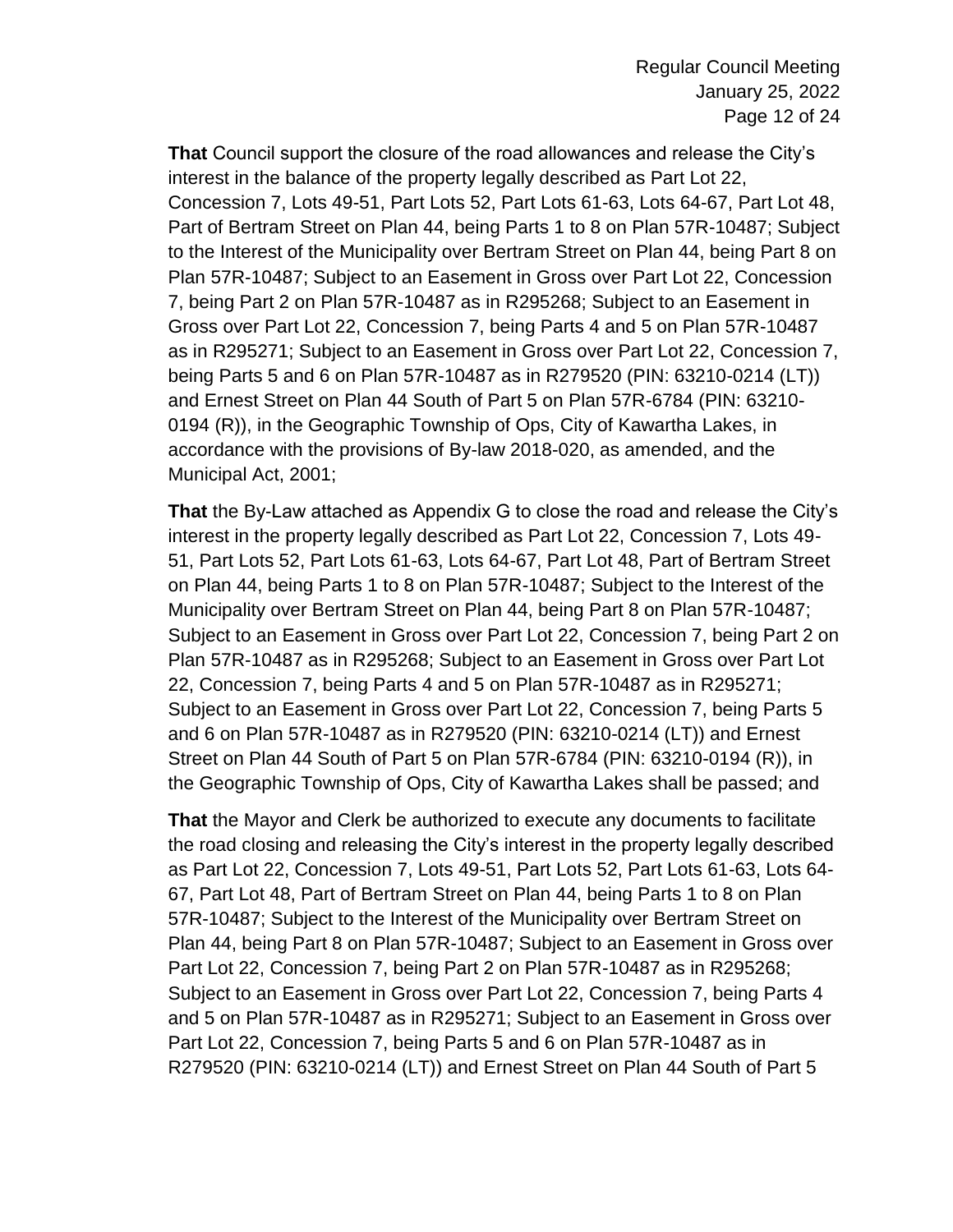**That** Council support the closure of the road allowances and release the City's interest in the balance of the property legally described as Part Lot 22, Concession 7, Lots 49-51, Part Lots 52, Part Lots 61-63, Lots 64-67, Part Lot 48, Part of Bertram Street on Plan 44, being Parts 1 to 8 on Plan 57R-10487; Subject to the Interest of the Municipality over Bertram Street on Plan 44, being Part 8 on Plan 57R-10487; Subject to an Easement in Gross over Part Lot 22, Concession 7, being Part 2 on Plan 57R-10487 as in R295268; Subject to an Easement in Gross over Part Lot 22, Concession 7, being Parts 4 and 5 on Plan 57R-10487 as in R295271; Subject to an Easement in Gross over Part Lot 22, Concession 7, being Parts 5 and 6 on Plan 57R-10487 as in R279520 (PIN: 63210-0214 (LT)) and Ernest Street on Plan 44 South of Part 5 on Plan 57R-6784 (PIN: 63210-0194 (R)), in the Geographic Township of Ops, City of Kawartha Lakes, in accordance with the provisions of By-law 2018-020, as amended, and the Municipal Act, 2001;

**That** the By-Law attached as Appendix G to close the road and release the City's interest in the property legally described as Part Lot 22, Concession 7, Lots 49-51, Part Lots 52, Part Lots 61-63, Lots 64-67, Part Lot 48, Part of Bertram Street on Plan 44, being Parts 1 to 8 on Plan 57R-10487; Subject to the Interest of the Municipality over Bertram Street on Plan 44, being Part 8 on Plan 57R-10487; Subject to an Easement in Gross over Part Lot 22, Concession 7, being Part 2 on Plan 57R-10487 as in R295268; Subject to an Easement in Gross over Part Lot 22, Concession 7, being Parts 4 and 5 on Plan 57R-10487 as in R295271; Subject to an Easement in Gross over Part Lot 22, Concession 7, being Parts 5 and 6 on Plan 57R-10487 as in R279520 (PIN: 63210-0214 (LT)) and Ernest Street on Plan 44 South of Part 5 on Plan 57R-6784 (PIN: 63210-0194 (R)), in the Geographic Township of Ops, City of Kawartha Lakes shall be passed; and

**That** the Mayor and Clerk be authorized to execute any documents to facilitate the road closing and releasing the City's interest in the property legally described as Part Lot 22, Concession 7, Lots 49-51, Part Lots 52, Part Lots 61-63, Lots 64-67, Part Lot 48, Part of Bertram Street on Plan 44, being Parts 1 to 8 on Plan 57R-10487; Subject to the Interest of the Municipality over Bertram Street on Plan 44, being Part 8 on Plan 57R-10487; Subject to an Easement in Gross over Part Lot 22, Concession 7, being Part 2 on Plan 57R-10487 as in R295268; Subject to an Easement in Gross over Part Lot 22, Concession 7, being Parts 4 and 5 on Plan 57R-10487 as in R295271; Subject to an Easement in Gross over Part Lot 22, Concession 7, being Parts 5 and 6 on Plan 57R-10487 as in R279520 (PIN: 63210-0214 (LT)) and Ernest Street on Plan 44 South of Part 5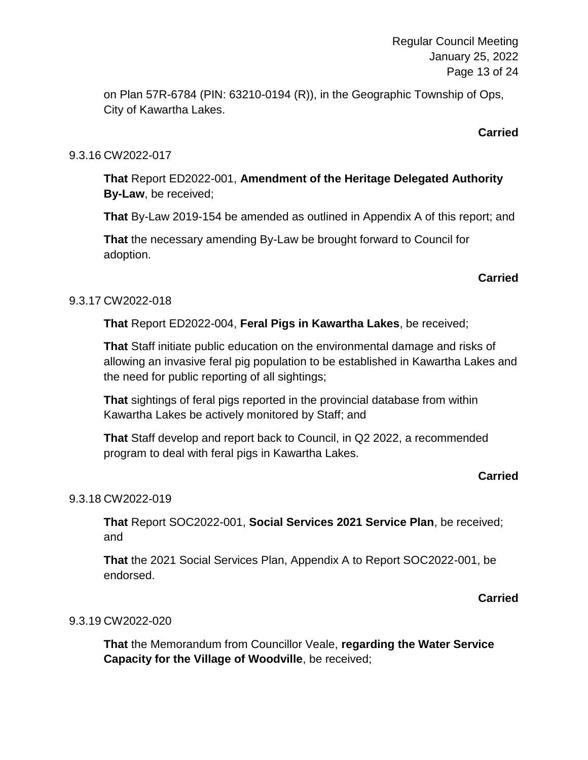on Plan 57R-6784 (PIN: 63210-0194 (R)), in the Geographic Township of Ops, City of Kawartha Lakes.

**Carried**

9.3.16 CW2022-017

**That** Report ED2022-001, **Amendment of the Heritage Delegated Authority By-Law**, be received;

**That** By-Law 2019-154 be amended as outlined in Appendix A of this report; and

**That** the necessary amending By-Law be brought forward to Council for adoption.

**Carried**

9.3.17 CW2022-018

**That** Report ED2022-004, **Feral Pigs in Kawartha Lakes**, be received;

**That** Staff initiate public education on the environmental damage and risks of allowing an invasive feral pig population to be established in Kawartha Lakes and the need for public reporting of all sightings;

**That** sightings of feral pigs reported in the provincial database from within Kawartha Lakes be actively monitored by Staff; and

**That** Staff develop and report back to Council, in Q2 2022, a recommended program to deal with feral pigs in Kawartha Lakes.

**Carried**

9.3.18 CW2022-019

**That** Report SOC2022-001, **Social Services 2021 Service Plan**, be received; and

**That** the 2021 Social Services Plan, Appendix A to Report SOC2022-001, be endorsed.

**Carried**

9.3.19 CW2022-020

**That** the Memorandum from Councillor Veale, **regarding the Water Service Capacity for the Village of Woodville**, be received;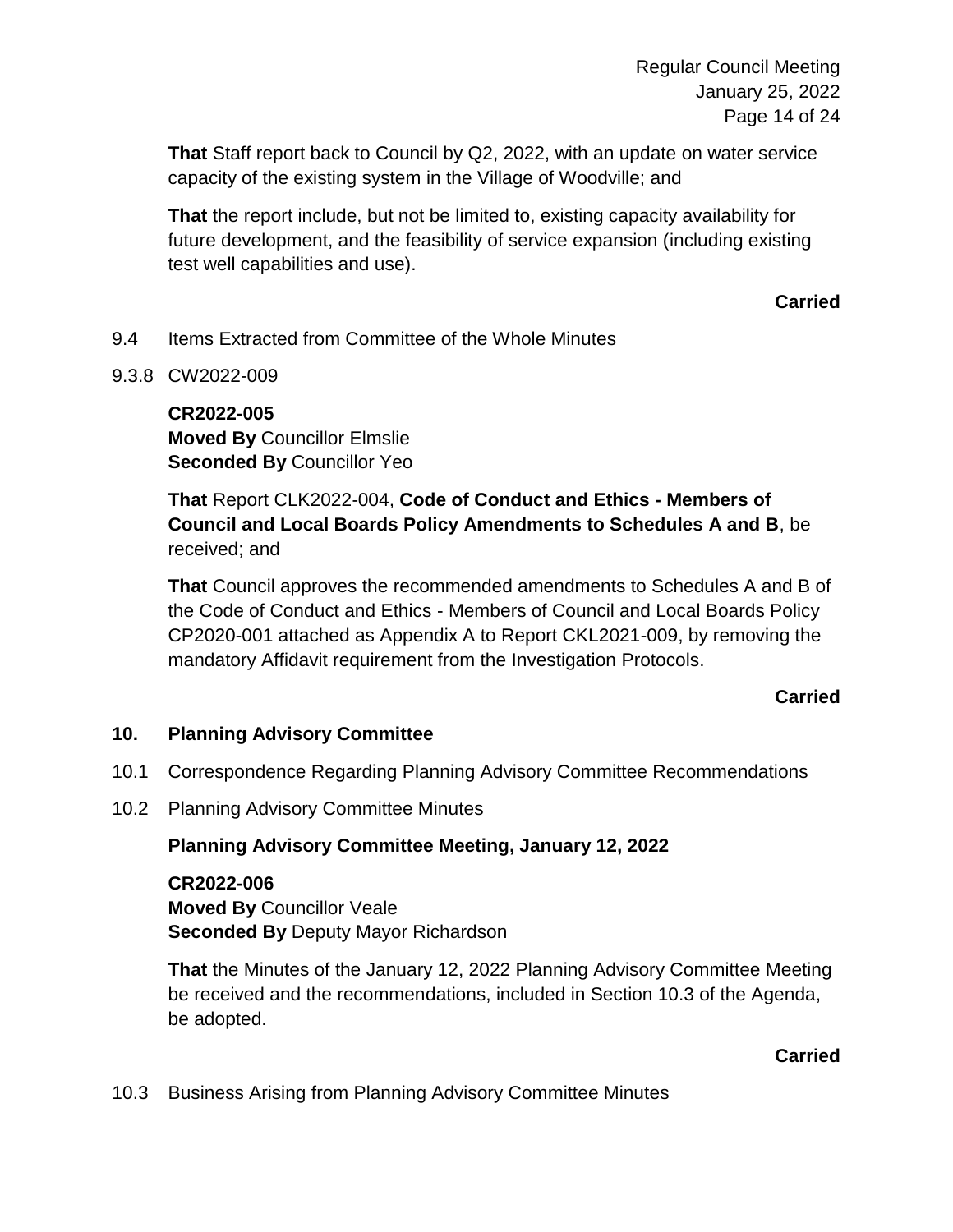**That** Staff report back to Council by Q2, 2022, with an update on water service capacity of the existing system in the Village of Woodville; and

**That** the report include, but not be limited to, existing capacity availability for future development, and the feasibility of service expansion (including existing test well capabilities and use).

**Carried**

9.4 Items Extracted from Committee of the Whole Minutes

9.3.8 CW2022-009

**CR2022-005**
**Moved By** Councillor Elmslie
**Seconded By** Councillor Yeo

**That** Report CLK2022-004, **Code of Conduct and Ethics - Members of Council and Local Boards Policy Amendments to Schedules A and B**, be received; and

**That** Council approves the recommended amendments to Schedules A and B of the Code of Conduct and Ethics - Members of Council and Local Boards Policy CP2020-001 attached as Appendix A to Report CKL2021-009, by removing the mandatory Affidavit requirement from the Investigation Protocols.

**Carried**

## 10. Planning Advisory Committee

10.1 Correspondence Regarding Planning Advisory Committee Recommendations

10.2 Planning Advisory Committee Minutes

**Planning Advisory Committee Meeting, January 12, 2022**

**CR2022-006**
**Moved By** Councillor Veale
**Seconded By** Deputy Mayor Richardson

**That** the Minutes of the January 12, 2022 Planning Advisory Committee Meeting be received and the recommendations, included in Section 10.3 of the Agenda, be adopted.

**Carried**

10.3 Business Arising from Planning Advisory Committee Minutes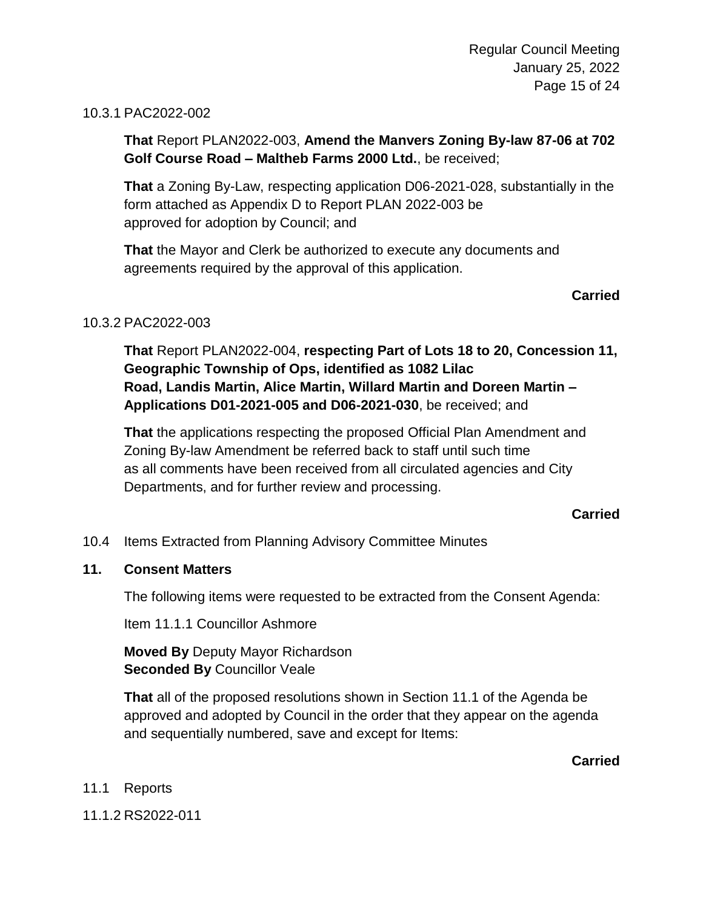10.3.1 PAC2022-002

**That** Report PLAN2022-003, **Amend the Manvers Zoning By-law 87-06 at 702 Golf Course Road – Maltheb Farms 2000 Ltd.**, be received;

**That** a Zoning By-Law, respecting application D06-2021-028, substantially in the form attached as Appendix D to Report PLAN 2022-003 be approved for adoption by Council; and

**That** the Mayor and Clerk be authorized to execute any documents and agreements required by the approval of this application.

**Carried**

10.3.2 PAC2022-003

**That** Report PLAN2022-004, **respecting Part of Lots 18 to 20, Concession 11, Geographic Township of Ops, identified as 1082 Lilac Road, Landis Martin, Alice Martin, Willard Martin and Doreen Martin – Applications D01-2021-005 and D06-2021-030**, be received; and

**That** the applications respecting the proposed Official Plan Amendment and Zoning By-law Amendment be referred back to staff until such time as all comments have been received from all circulated agencies and City Departments, and for further review and processing.

**Carried**

10.4 Items Extracted from Planning Advisory Committee Minutes

## 11. Consent Matters

The following items were requested to be extracted from the Consent Agenda:

Item 11.1.1 Councillor Ashmore

**Moved By** Deputy Mayor Richardson
**Seconded By** Councillor Veale

**That** all of the proposed resolutions shown in Section 11.1 of the Agenda be approved and adopted by Council in the order that they appear on the agenda and sequentially numbered, save and except for Items:

**Carried**

11.1 Reports

11.1.2 RS2022-011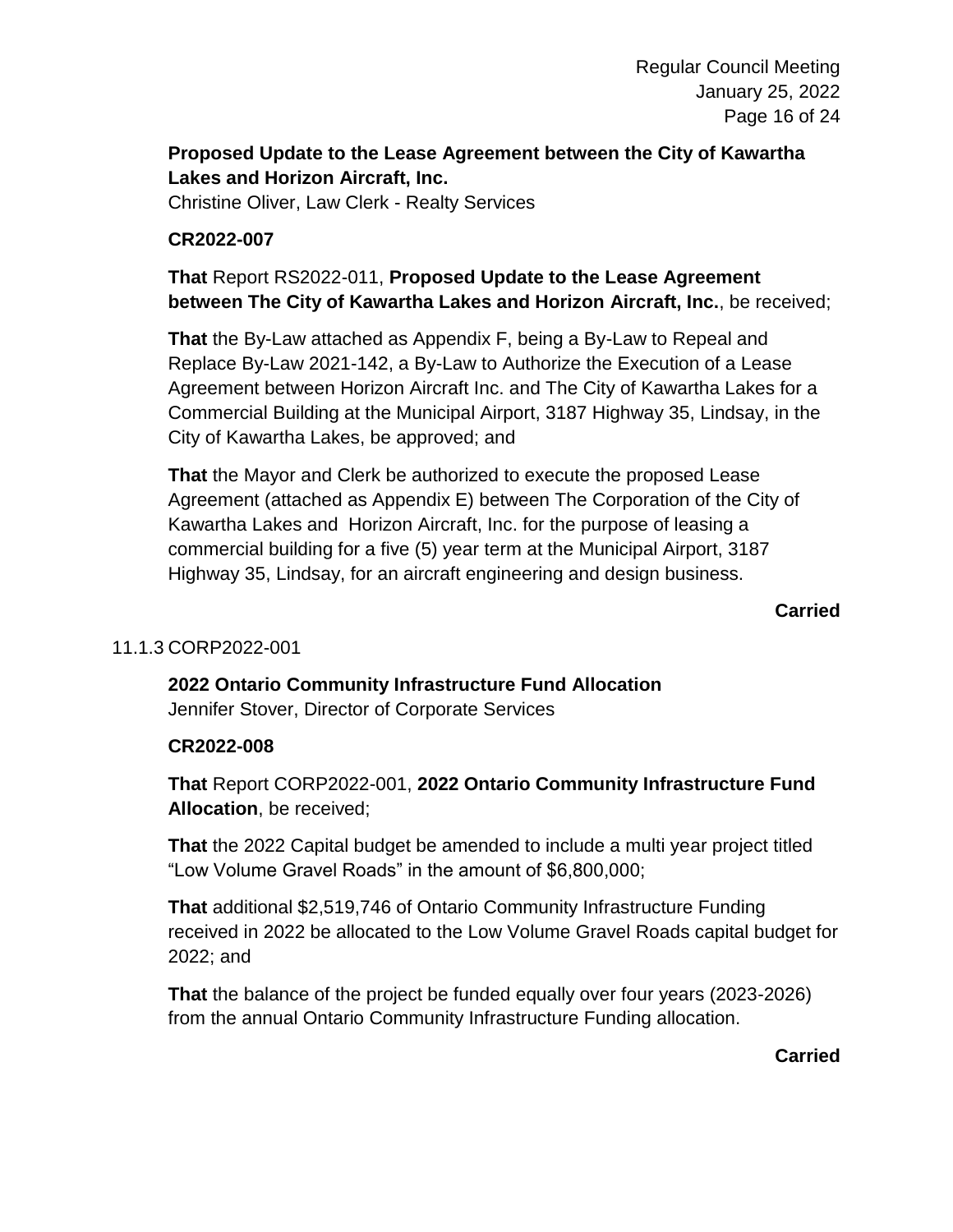**Proposed Update to the Lease Agreement between the City of Kawartha Lakes and Horizon Aircraft, Inc.**
Christine Oliver, Law Clerk - Realty Services

**CR2022-007**

**That** Report RS2022-011, **Proposed Update to the Lease Agreement between The City of Kawartha Lakes and Horizon Aircraft, Inc.**, be received;

**That** the By-Law attached as Appendix F, being a By-Law to Repeal and Replace By-Law 2021-142, a By-Law to Authorize the Execution of a Lease Agreement between Horizon Aircraft Inc. and The City of Kawartha Lakes for a Commercial Building at the Municipal Airport, 3187 Highway 35, Lindsay, in the City of Kawartha Lakes, be approved; and

**That** the Mayor and Clerk be authorized to execute the proposed Lease Agreement (attached as Appendix E) between The Corporation of the City of Kawartha Lakes and Horizon Aircraft, Inc. for the purpose of leasing a commercial building for a five (5) year term at the Municipal Airport, 3187 Highway 35, Lindsay, for an aircraft engineering and design business.

**Carried**

11.1.3 CORP2022-001

**2022 Ontario Community Infrastructure Fund Allocation**
Jennifer Stover, Director of Corporate Services

**CR2022-008**

**That** Report CORP2022-001, **2022 Ontario Community Infrastructure Fund Allocation**, be received;

**That** the 2022 Capital budget be amended to include a multi year project titled "Low Volume Gravel Roads" in the amount of $6,800,000;

**That** additional $2,519,746 of Ontario Community Infrastructure Funding received in 2022 be allocated to the Low Volume Gravel Roads capital budget for 2022; and

**That** the balance of the project be funded equally over four years (2023-2026) from the annual Ontario Community Infrastructure Funding allocation.

**Carried**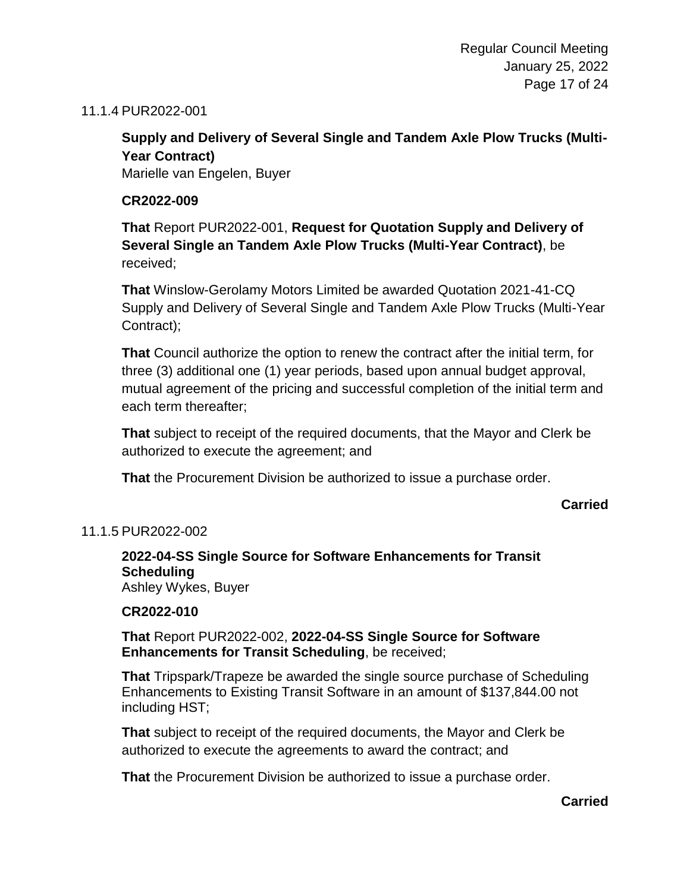11.1.4 PUR2022-001

**Supply and Delivery of Several Single and Tandem Axle Plow Trucks (Multi-Year Contract)**
Marielle van Engelen, Buyer

**CR2022-009**

**That** Report PUR2022-001, **Request for Quotation Supply and Delivery of Several Single an Tandem Axle Plow Trucks (Multi-Year Contract)**, be received;

**That** Winslow-Gerolamy Motors Limited be awarded Quotation 2021-41-CQ Supply and Delivery of Several Single and Tandem Axle Plow Trucks (Multi-Year Contract);

**That** Council authorize the option to renew the contract after the initial term, for three (3) additional one (1) year periods, based upon annual budget approval, mutual agreement of the pricing and successful completion of the initial term and each term thereafter;

**That** subject to receipt of the required documents, that the Mayor and Clerk be authorized to execute the agreement; and

**That** the Procurement Division be authorized to issue a purchase order.

**Carried**

11.1.5 PUR2022-002

**2022-04-SS Single Source for Software Enhancements for Transit Scheduling**
Ashley Wykes, Buyer

**CR2022-010**

**That** Report PUR2022-002, **2022-04-SS Single Source for Software Enhancements for Transit Scheduling**, be received;

**That** Tripspark/Trapeze be awarded the single source purchase of Scheduling Enhancements to Existing Transit Software in an amount of $137,844.00 not including HST;

**That** subject to receipt of the required documents, the Mayor and Clerk be authorized to execute the agreements to award the contract; and

**That** the Procurement Division be authorized to issue a purchase order.

**Carried**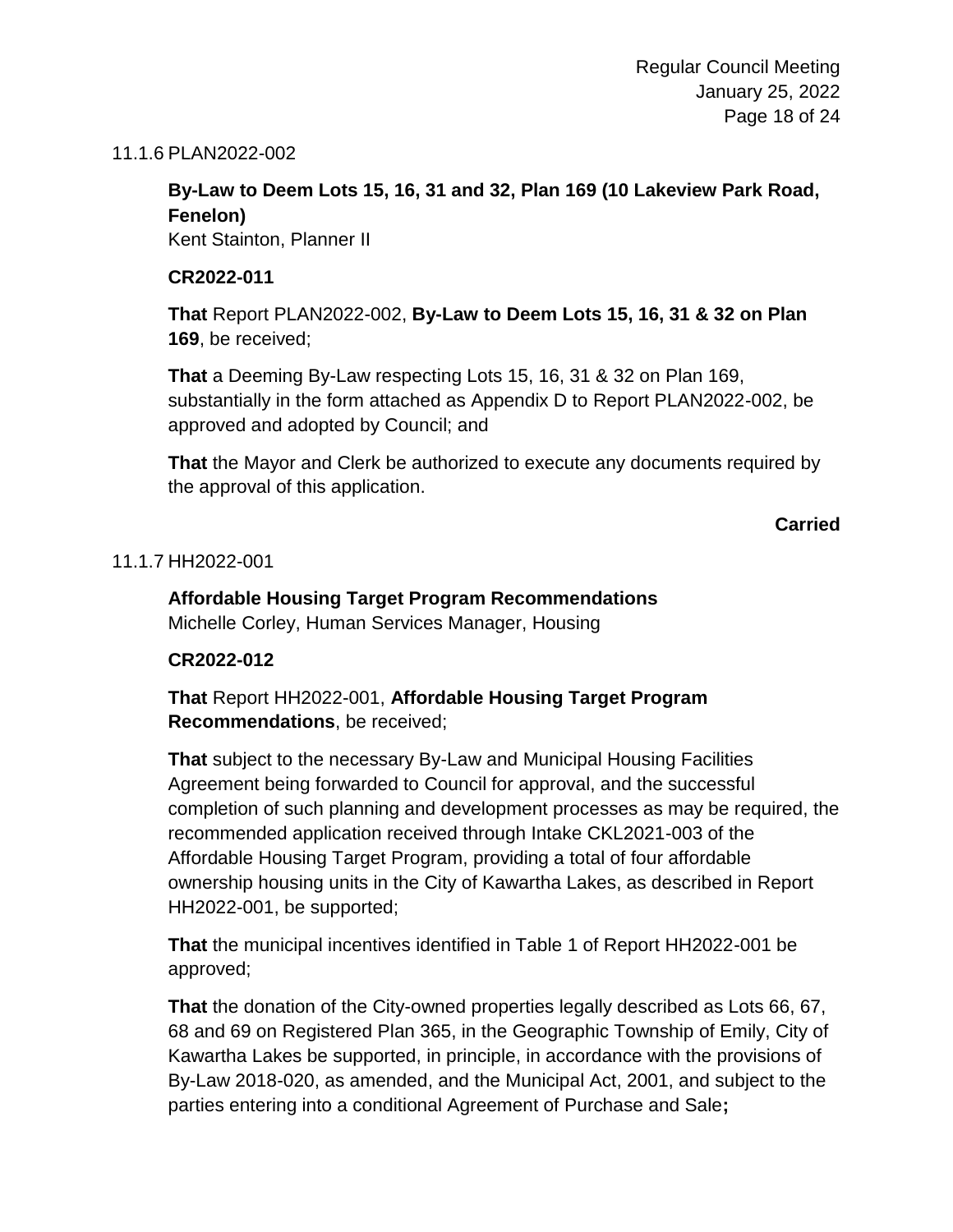11.1.6 PLAN2022-002

**By-Law to Deem Lots 15, 16, 31 and 32, Plan 169 (10 Lakeview Park Road, Fenelon)**
Kent Stainton, Planner II

**CR2022-011**

**That** Report PLAN2022-002, **By-Law to Deem Lots 15, 16, 31 & 32 on Plan 169**, be received;

**That** a Deeming By-Law respecting Lots 15, 16, 31 & 32 on Plan 169, substantially in the form attached as Appendix D to Report PLAN2022-002, be approved and adopted by Council; and

**That** the Mayor and Clerk be authorized to execute any documents required by the approval of this application.

**Carried**

11.1.7 HH2022-001

**Affordable Housing Target Program Recommendations**
Michelle Corley, Human Services Manager, Housing

**CR2022-012**

**That** Report HH2022-001, **Affordable Housing Target Program Recommendations**, be received;

**That** subject to the necessary By-Law and Municipal Housing Facilities Agreement being forwarded to Council for approval, and the successful completion of such planning and development processes as may be required, the recommended application received through Intake CKL2021-003 of the Affordable Housing Target Program, providing a total of four affordable ownership housing units in the City of Kawartha Lakes, as described in Report HH2022-001, be supported;

**That** the municipal incentives identified in Table 1 of Report HH2022-001 be approved;

**That** the donation of the City-owned properties legally described as Lots 66, 67, 68 and 69 on Registered Plan 365, in the Geographic Township of Emily, City of Kawartha Lakes be supported, in principle, in accordance with the provisions of By-Law 2018-020, as amended, and the Municipal Act, 2001, and subject to the parties entering into a conditional Agreement of Purchase and Sale**;**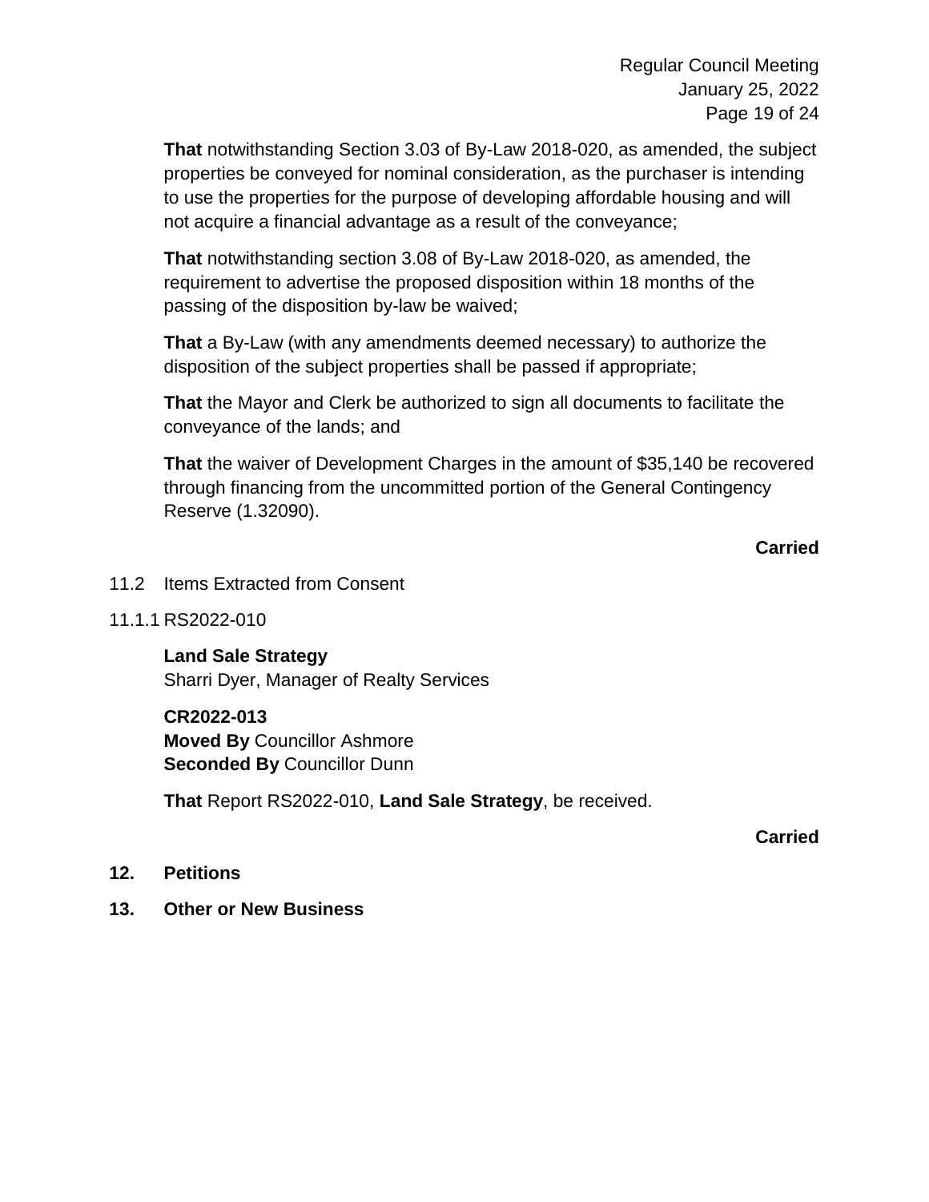**That** notwithstanding Section 3.03 of By-Law 2018-020, as amended, the subject properties be conveyed for nominal consideration, as the purchaser is intending to use the properties for the purpose of developing affordable housing and will not acquire a financial advantage as a result of the conveyance;

**That** notwithstanding section 3.08 of By-Law 2018-020, as amended, the requirement to advertise the proposed disposition within 18 months of the passing of the disposition by-law be waived;

**That** a By-Law (with any amendments deemed necessary) to authorize the disposition of the subject properties shall be passed if appropriate;

**That** the Mayor and Clerk be authorized to sign all documents to facilitate the conveyance of the lands; and

**That** the waiver of Development Charges in the amount of $35,140 be recovered through financing from the uncommitted portion of the General Contingency Reserve (1.32090).

**Carried**

11.2 Items Extracted from Consent

11.1.1 RS2022-010

**Land Sale Strategy**
Sharri Dyer, Manager of Realty Services

**CR2022-013**
**Moved By** Councillor Ashmore
**Seconded By** Councillor Dunn

**That** Report RS2022-010, **Land Sale Strategy**, be received.

**Carried**

## 12. Petitions

## 13. Other or New Business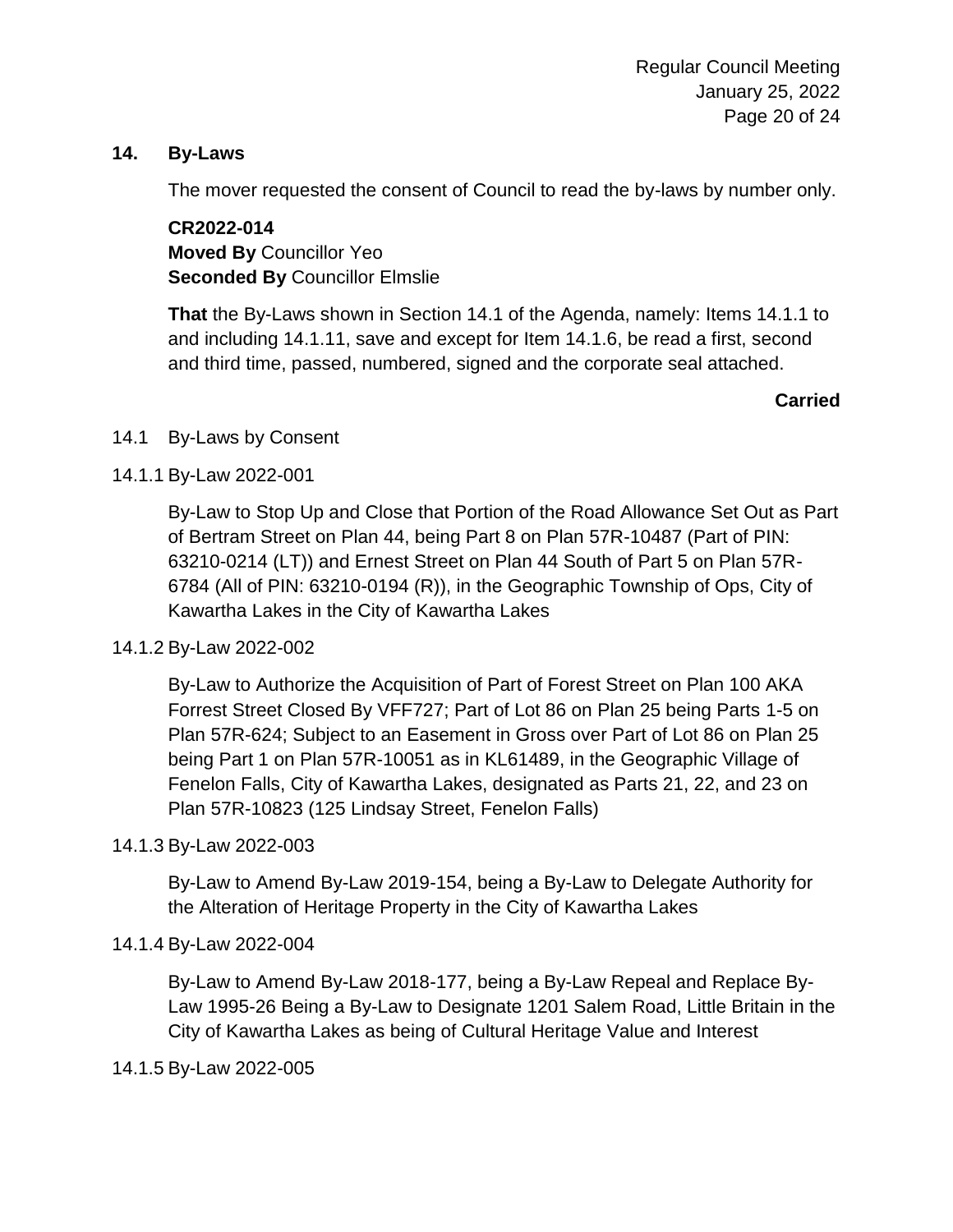## 14. By-Laws

The mover requested the consent of Council to read the by-laws by number only.

**CR2022-014**
**Moved By** Councillor Yeo
**Seconded By** Councillor Elmslie

**That** the By-Laws shown in Section 14.1 of the Agenda, namely: Items 14.1.1 to and including 14.1.11, save and except for Item 14.1.6, be read a first, second and third time, passed, numbered, signed and the corporate seal attached.

**Carried**

14.1 By-Laws by Consent

14.1.1 By-Law 2022-001

By-Law to Stop Up and Close that Portion of the Road Allowance Set Out as Part of Bertram Street on Plan 44, being Part 8 on Plan 57R-10487 (Part of PIN: 63210-0214 (LT)) and Ernest Street on Plan 44 South of Part 5 on Plan 57R-6784 (All of PIN: 63210-0194 (R)), in the Geographic Township of Ops, City of Kawartha Lakes in the City of Kawartha Lakes

14.1.2 By-Law 2022-002

By-Law to Authorize the Acquisition of Part of Forest Street on Plan 100 AKA Forrest Street Closed By VFF727; Part of Lot 86 on Plan 25 being Parts 1-5 on Plan 57R-624; Subject to an Easement in Gross over Part of Lot 86 on Plan 25 being Part 1 on Plan 57R-10051 as in KL61489, in the Geographic Village of Fenelon Falls, City of Kawartha Lakes, designated as Parts 21, 22, and 23 on Plan 57R-10823 (125 Lindsay Street, Fenelon Falls)

14.1.3 By-Law 2022-003

By-Law to Amend By-Law 2019-154, being a By-Law to Delegate Authority for the Alteration of Heritage Property in the City of Kawartha Lakes

14.1.4 By-Law 2022-004

By-Law to Amend By-Law 2018-177, being a By-Law Repeal and Replace By-Law 1995-26 Being a By-Law to Designate 1201 Salem Road, Little Britain in the City of Kawartha Lakes as being of Cultural Heritage Value and Interest

14.1.5 By-Law 2022-005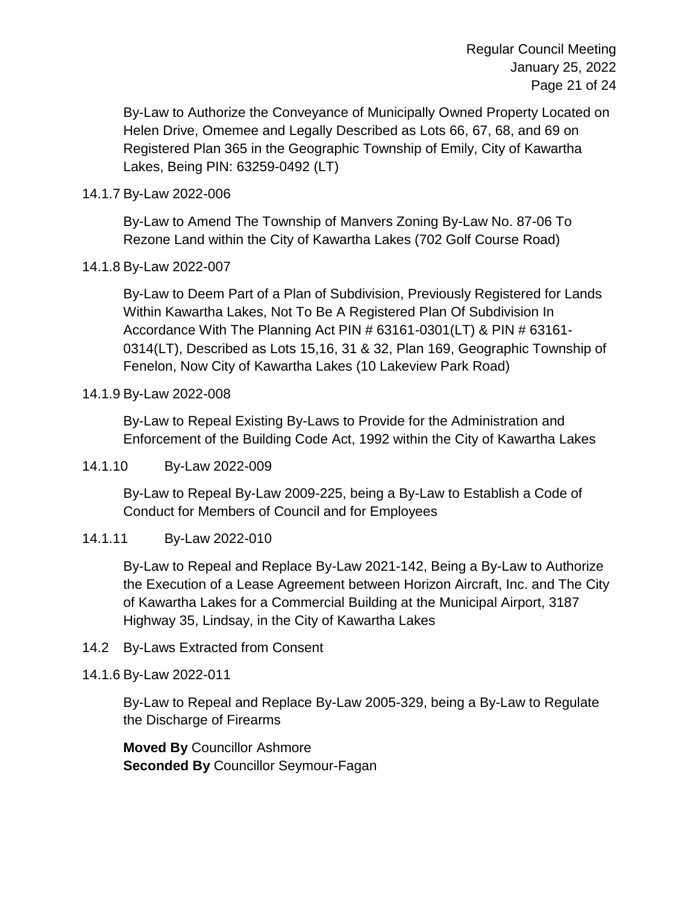By-Law to Authorize the Conveyance of Municipally Owned Property Located on Helen Drive, Omemee and Legally Described as Lots 66, 67, 68, and 69 on Registered Plan 365 in the Geographic Township of Emily, City of Kawartha Lakes, Being PIN: 63259-0492 (LT)

14.1.7 By-Law 2022-006

By-Law to Amend The Township of Manvers Zoning By-Law No. 87-06 To Rezone Land within the City of Kawartha Lakes (702 Golf Course Road)

14.1.8 By-Law 2022-007

By-Law to Deem Part of a Plan of Subdivision, Previously Registered for Lands Within Kawartha Lakes, Not To Be A Registered Plan Of Subdivision In Accordance With The Planning Act PIN # 63161-0301(LT) & PIN # 63161-0314(LT), Described as Lots 15,16, 31 & 32, Plan 169, Geographic Township of Fenelon, Now City of Kawartha Lakes (10 Lakeview Park Road)

14.1.9 By-Law 2022-008

By-Law to Repeal Existing By-Laws to Provide for the Administration and Enforcement of the Building Code Act, 1992 within the City of Kawartha Lakes

14.1.10 By-Law 2022-009

By-Law to Repeal By-Law 2009-225, being a By-Law to Establish a Code of Conduct for Members of Council and for Employees

14.1.11 By-Law 2022-010

By-Law to Repeal and Replace By-Law 2021-142, Being a By-Law to Authorize the Execution of a Lease Agreement between Horizon Aircraft, Inc. and The City of Kawartha Lakes for a Commercial Building at the Municipal Airport, 3187 Highway 35, Lindsay, in the City of Kawartha Lakes

14.2 By-Laws Extracted from Consent

14.1.6 By-Law 2022-011

By-Law to Repeal and Replace By-Law 2005-329, being a By-Law to Regulate the Discharge of Firearms

**Moved By** Councillor Ashmore
**Seconded By** Councillor Seymour-Fagan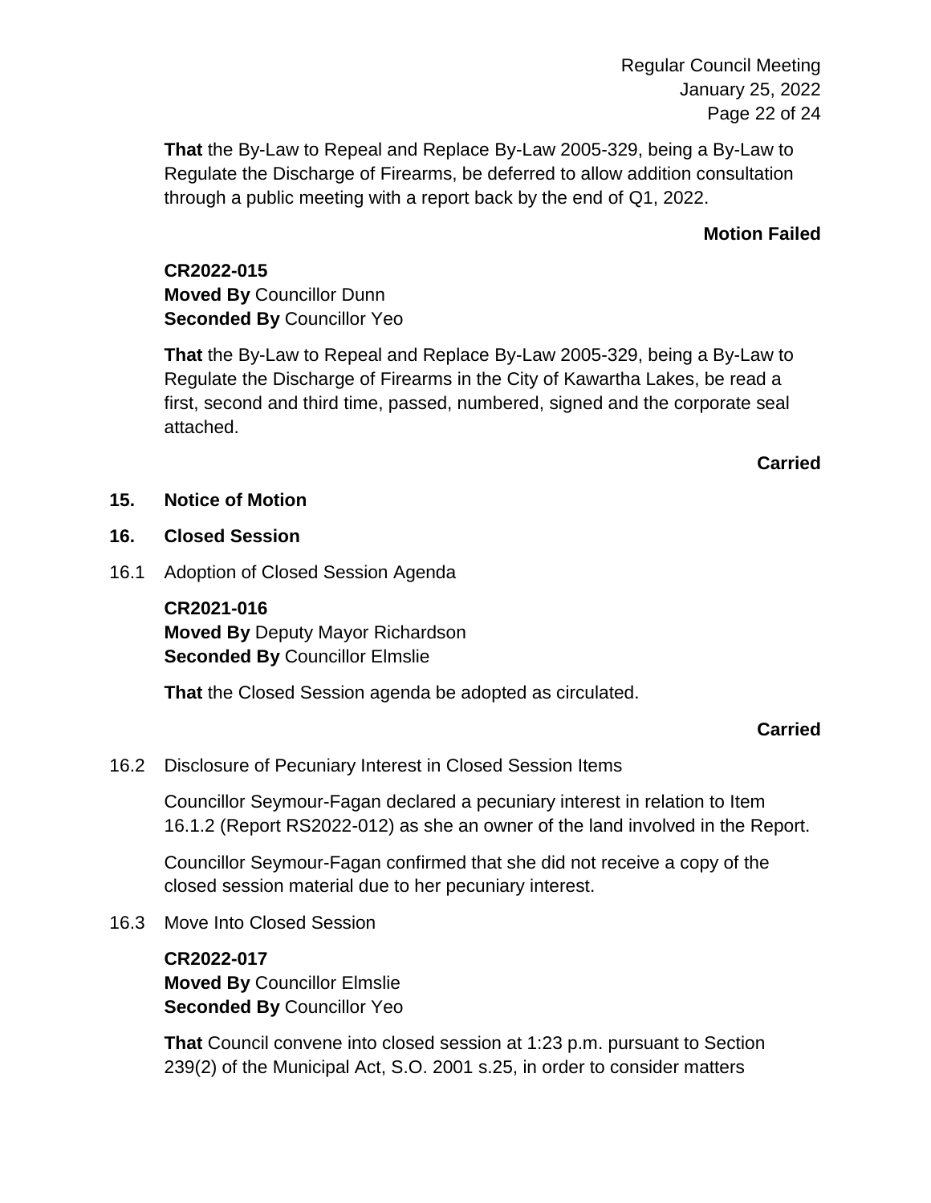**That** the By-Law to Repeal and Replace By-Law 2005-329, being a By-Law to Regulate the Discharge of Firearms, be deferred to allow addition consultation through a public meeting with a report back by the end of Q1, 2022.

**Motion Failed**

**CR2022-015**
**Moved By** Councillor Dunn
**Seconded By** Councillor Yeo

**That** the By-Law to Repeal and Replace By-Law 2005-329, being a By-Law to Regulate the Discharge of Firearms in the City of Kawartha Lakes, be read a first, second and third time, passed, numbered, signed and the corporate seal attached.

**Carried**

## 15. Notice of Motion

## 16. Closed Session

16.1 Adoption of Closed Session Agenda

**CR2021-016**
**Moved By** Deputy Mayor Richardson
**Seconded By** Councillor Elmslie

**That** the Closed Session agenda be adopted as circulated.

**Carried**

16.2 Disclosure of Pecuniary Interest in Closed Session Items

Councillor Seymour-Fagan declared a pecuniary interest in relation to Item 16.1.2 (Report RS2022-012) as she an owner of the land involved in the Report.

Councillor Seymour-Fagan confirmed that she did not receive a copy of the closed session material due to her pecuniary interest.

16.3 Move Into Closed Session

**CR2022-017**
**Moved By** Councillor Elmslie
**Seconded By** Councillor Yeo

**That** Council convene into closed session at 1:23 p.m. pursuant to Section 239(2) of the Municipal Act, S.O. 2001 s.25, in order to consider matters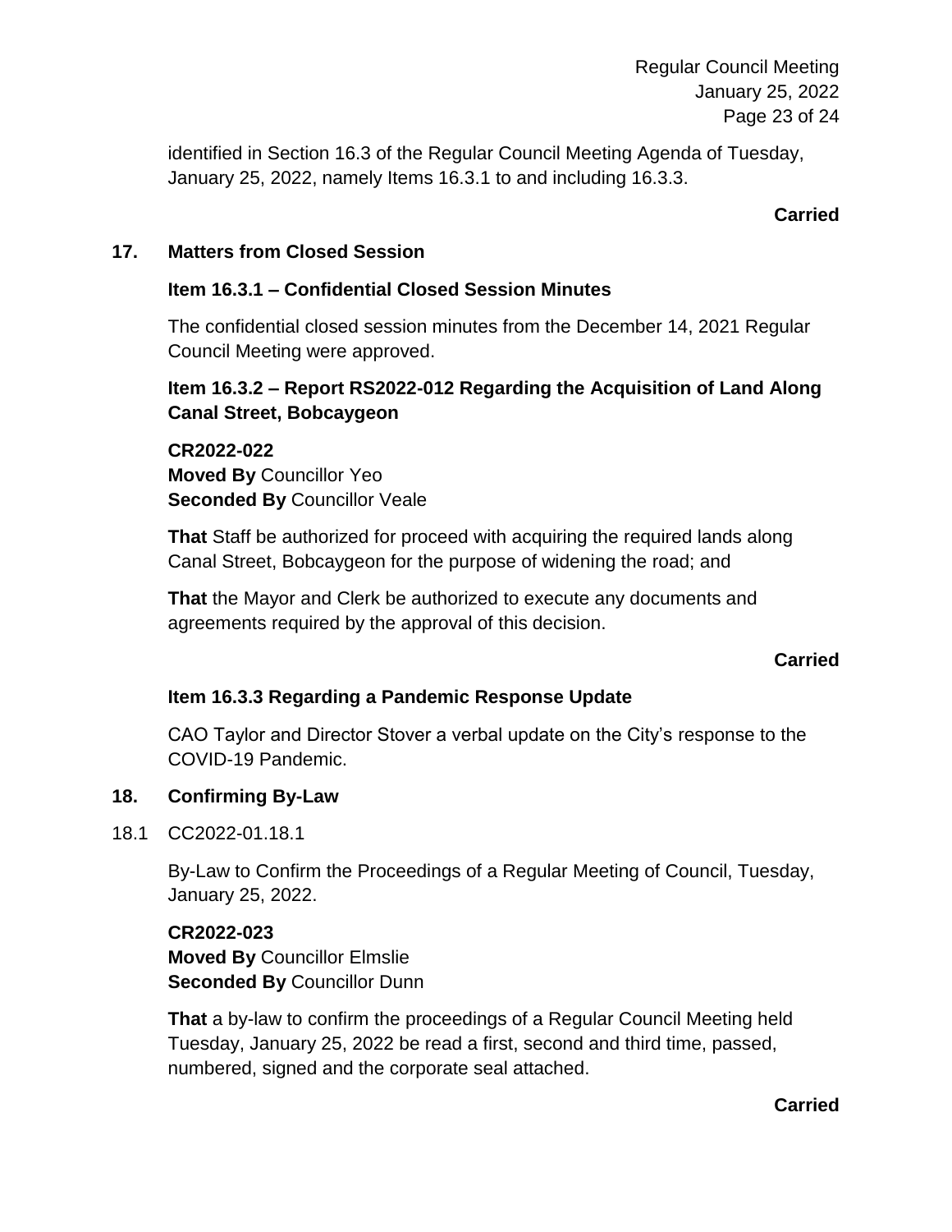identified in Section 16.3 of the Regular Council Meeting Agenda of Tuesday, January 25, 2022, namely Items 16.3.1 to and including 16.3.3.

**Carried**

## 17. Matters from Closed Session

### Item 16.3.1 – Confidential Closed Session Minutes

The confidential closed session minutes from the December 14, 2021 Regular Council Meeting were approved.

### Item 16.3.2 – Report RS2022-012 Regarding the Acquisition of Land Along Canal Street, Bobcaygeon

**CR2022-022**
**Moved By** Councillor Yeo
**Seconded By** Councillor Veale

**That** Staff be authorized for proceed with acquiring the required lands along Canal Street, Bobcaygeon for the purpose of widening the road; and

**That** the Mayor and Clerk be authorized to execute any documents and agreements required by the approval of this decision.

**Carried**

### Item 16.3.3 Regarding a Pandemic Response Update

CAO Taylor and Director Stover a verbal update on the City's response to the COVID-19 Pandemic.

## 18. Confirming By-Law

18.1 CC2022-01.18.1

By-Law to Confirm the Proceedings of a Regular Meeting of Council, Tuesday, January 25, 2022.

**CR2022-023**
**Moved By** Councillor Elmslie
**Seconded By** Councillor Dunn

**That** a by-law to confirm the proceedings of a Regular Council Meeting held Tuesday, January 25, 2022 be read a first, second and third time, passed, numbered, signed and the corporate seal attached.

**Carried**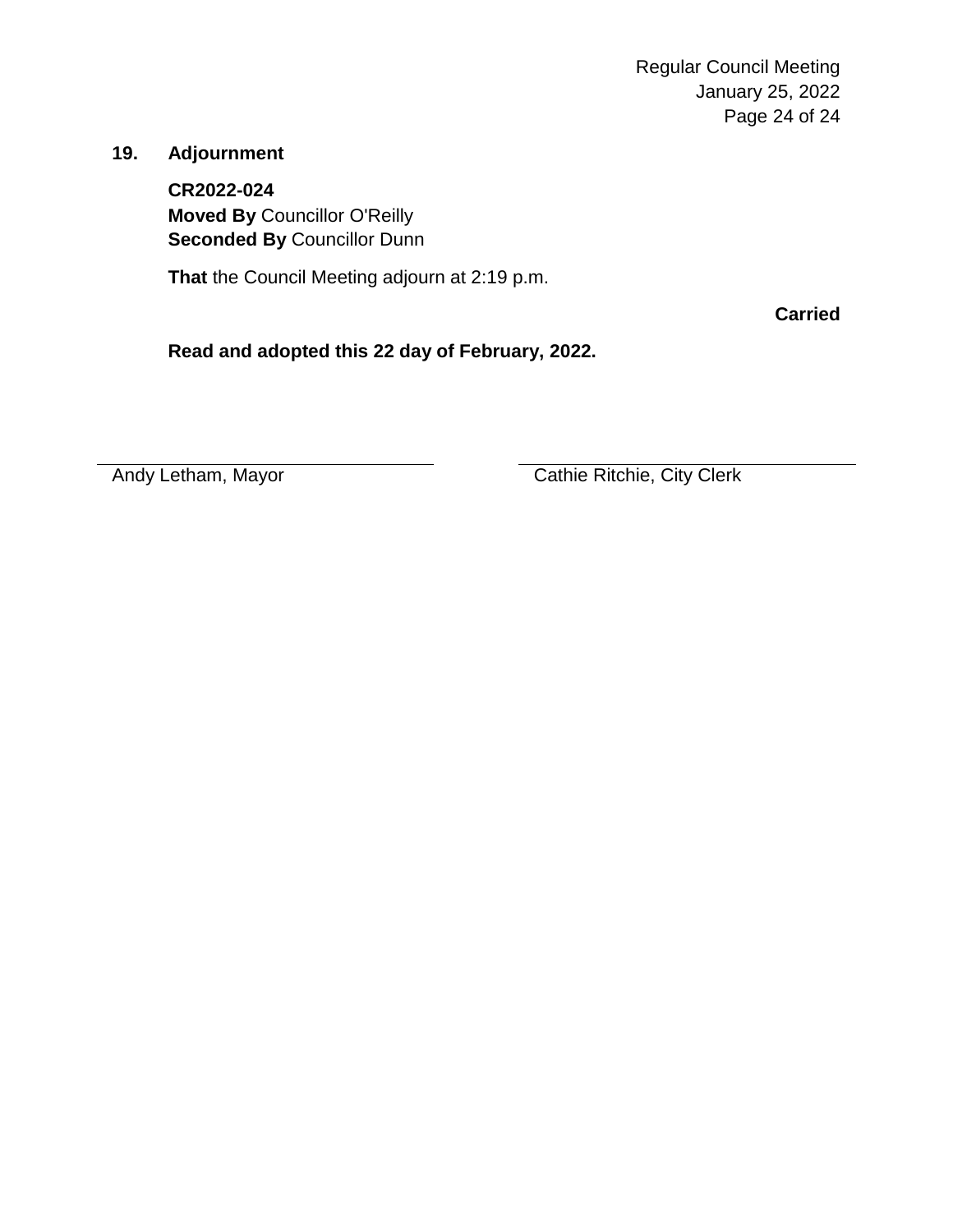## 19. Adjournment

**CR2022-024**
**Moved By** Councillor O'Reilly
**Seconded By** Councillor Dunn

**That** the Council Meeting adjourn at 2:19 p.m.

**Carried**

**Read and adopted this 22 day of February, 2022.**

Andy Letham, Mayor

Cathie Ritchie, City Clerk